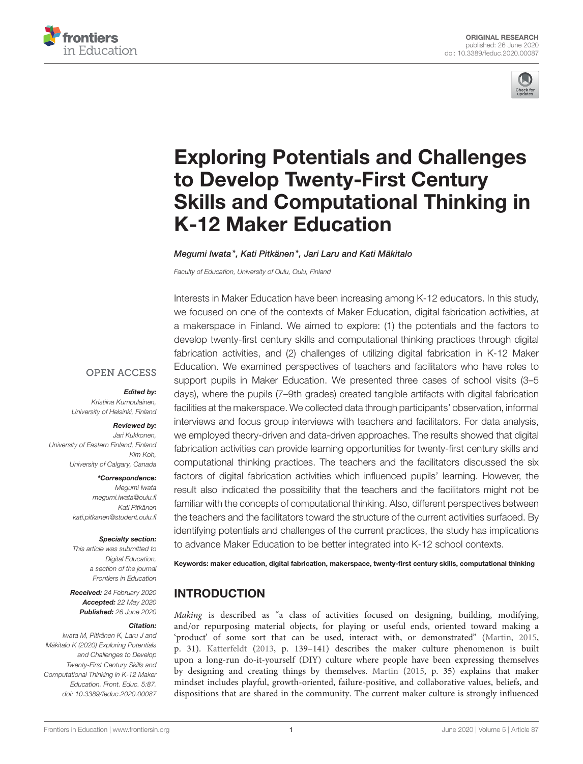ORIGINAL RESEARCH
published: 26 June 2020
doi: 10.3389/feduc.2020.00087

# Exploring Potentials and Challenges to Develop Twenty-First Century Skills and Computational Thinking in K-12 Maker Education

*Megumi Iwata\*, Kati Pitkänen\*, Jari Laru and Kati Mäkitalo*

*Faculty of Education, University of Oulu, Oulu, Finland*

Interests in Maker Education have been increasing among K-12 educators. In this study, we focused on one of the contexts of Maker Education, digital fabrication activities, at a makerspace in Finland. We aimed to explore: (1) the potentials and the factors to develop twenty-first century skills and computational thinking practices through digital fabrication activities, and (2) challenges of utilizing digital fabrication in K-12 Maker Education. We examined perspectives of teachers and facilitators who have roles to support pupils in Maker Education. We presented three cases of school visits (3–5 days), where the pupils (7–9th grades) created tangible artifacts with digital fabrication facilities at the makerspace. We collected data through participants' observation, informal interviews and focus group interviews with teachers and facilitators. For data analysis, we employed theory-driven and data-driven approaches. The results showed that digital fabrication activities can provide learning opportunities for twenty-first century skills and computational thinking practices. The teachers and the facilitators discussed the six factors of digital fabrication activities which influenced pupils' learning. However, the result also indicated the possibility that the teachers and the facilitators might not be familiar with the concepts of computational thinking. Also, different perspectives between the teachers and the facilitators toward the structure of the current activities surfaced. By identifying potentials and challenges of the current practices, the study has implications to advance Maker Education to be better integrated into K-12 school contexts.

**Keywords: maker education, digital fabrication, makerspace, twenty-first century skills, computational thinking**

OPEN ACCESS

***Edited by:***
*Kristiina Kumpulainen,*
*University of Helsinki, Finland*

***Reviewed by:***
*Jari Kukkonen,*
*University of Eastern Finland, Finland*
*Kim Koh,*
*University of Calgary, Canada*

***\*Correspondence:***
*Megumi Iwata*
*megumi.iwata@oulu.fi*
*Kati Pitkänen*
*kati.pitkanen@student.oulu.fi*

***Specialty section:***
*This article was submitted to Digital Education, a section of the journal Frontiers in Education*

***Received:*** *24 February 2020*
***Accepted:*** *22 May 2020*
***Published:*** *26 June 2020*

***Citation:***
*Iwata M, Pitkänen K, Laru J and Mäkitalo K (2020) Exploring Potentials and Challenges to Develop Twenty-First Century Skills and Computational Thinking in K-12 Maker Education. Front. Educ. 5:87. doi: 10.3389/feduc.2020.00087*

## INTRODUCTION

*Making* is described as "a class of activities focused on designing, building, modifying, and/or repurposing material objects, for playing or useful ends, oriented toward making a 'product' of some sort that can be used, interact with, or demonstrated" (Martin, 2015, p. 31). Katterfeldt (2013, p. 139–141) describes the maker culture phenomenon is built upon a long-run do-it-yourself (DIY) culture where people have been expressing themselves by designing and creating things by themselves. Martin (2015, p. 35) explains that maker mindset includes playful, growth-oriented, failure-positive, and collaborative values, beliefs, and dispositions that are shared in the community. The current maker culture is strongly influenced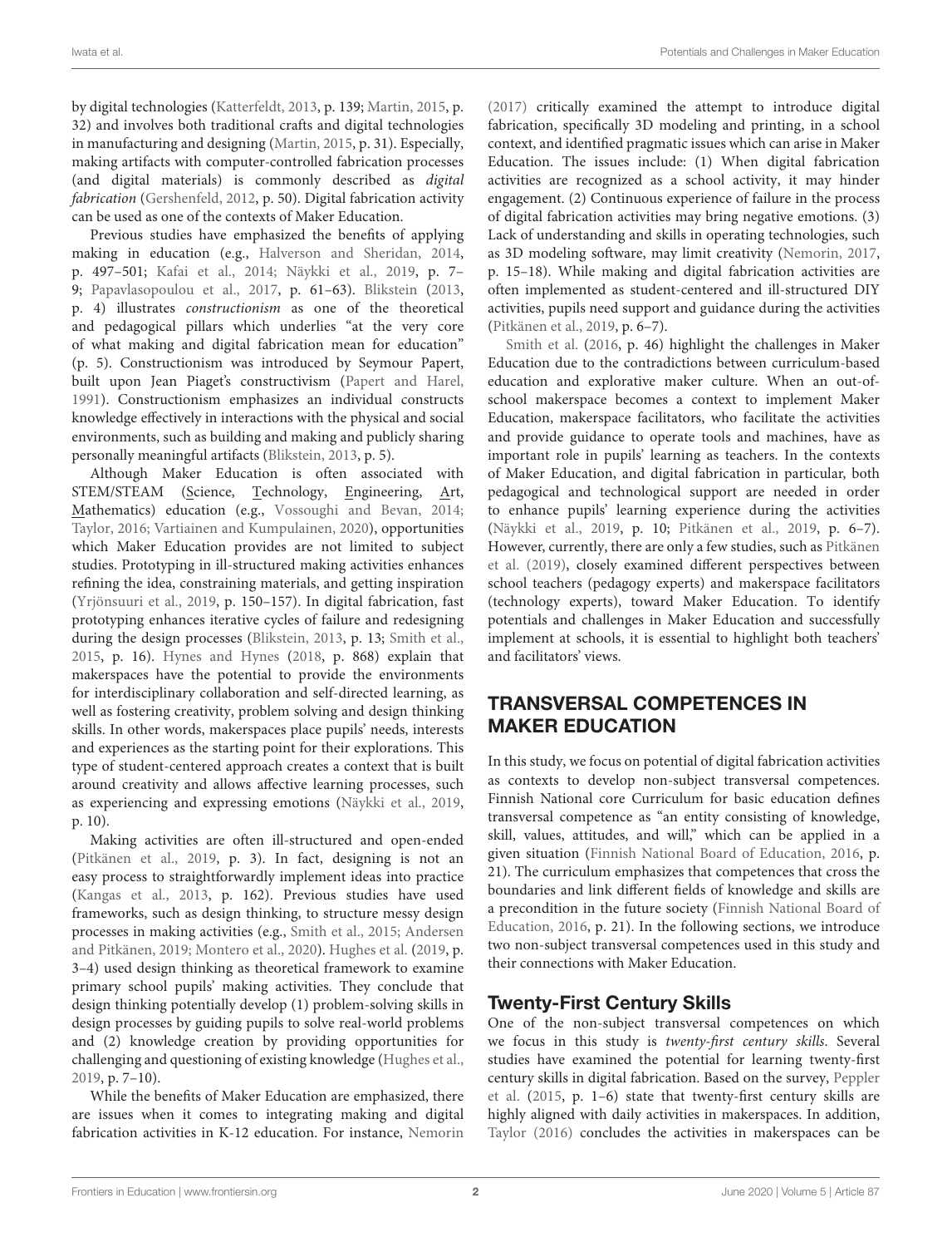by digital technologies (Katterfeldt, 2013, p. 139; Martin, 2015, p. 32) and involves both traditional crafts and digital technologies in manufacturing and designing (Martin, 2015, p. 31). Especially, making artifacts with computer-controlled fabrication processes (and digital materials) is commonly described as *digital fabrication* (Gershenfeld, 2012, p. 50). Digital fabrication activity can be used as one of the contexts of Maker Education.

Previous studies have emphasized the benefits of applying making in education (e.g., Halverson and Sheridan, 2014, p. 497–501; Kafai et al., 2014; Näykki et al., 2019, p. 7–9; Papavlasopoulou et al., 2017, p. 61–63). Blikstein (2013, p. 4) illustrates *constructionism* as one of the theoretical and pedagogical pillars which underlies "at the very core of what making and digital fabrication mean for education" (p. 5). Constructionism was introduced by Seymour Papert, built upon Jean Piaget's constructivism (Papert and Harel, 1991). Constructionism emphasizes an individual constructs knowledge effectively in interactions with the physical and social environments, such as building and making and publicly sharing personally meaningful artifacts (Blikstein, 2013, p. 5).

Although Maker Education is often associated with STEM/STEAM (Science, Technology, Engineering, Art, Mathematics) education (e.g., Vossoughi and Bevan, 2014; Taylor, 2016; Vartiainen and Kumpulainen, 2020), opportunities which Maker Education provides are not limited to subject studies. Prototyping in ill-structured making activities enhances refining the idea, constraining materials, and getting inspiration (Yrjönsuuri et al., 2019, p. 150–157). In digital fabrication, fast prototyping enhances iterative cycles of failure and redesigning during the design processes (Blikstein, 2013, p. 13; Smith et al., 2015, p. 16). Hynes and Hynes (2018, p. 868) explain that makerspaces have the potential to provide the environments for interdisciplinary collaboration and self-directed learning, as well as fostering creativity, problem solving and design thinking skills. In other words, makerspaces place pupils' needs, interests and experiences as the starting point for their explorations. This type of student-centered approach creates a context that is built around creativity and allows affective learning processes, such as experiencing and expressing emotions (Näykki et al., 2019, p. 10).

Making activities are often ill-structured and open-ended (Pitkänen et al., 2019, p. 3). In fact, designing is not an easy process to straightforwardly implement ideas into practice (Kangas et al., 2013, p. 162). Previous studies have used frameworks, such as design thinking, to structure messy design processes in making activities (e.g., Smith et al., 2015; Andersen and Pitkänen, 2019; Montero et al., 2020). Hughes et al. (2019, p. 3–4) used design thinking as theoretical framework to examine primary school pupils' making activities. They conclude that design thinking potentially develop (1) problem-solving skills in design processes by guiding pupils to solve real-world problems and (2) knowledge creation by providing opportunities for challenging and questioning of existing knowledge (Hughes et al., 2019, p. 7–10).

While the benefits of Maker Education are emphasized, there are issues when it comes to integrating making and digital fabrication activities in K-12 education. For instance, Nemorin (2017) critically examined the attempt to introduce digital fabrication, specifically 3D modeling and printing, in a school context, and identified pragmatic issues which can arise in Maker Education. The issues include: (1) When digital fabrication activities are recognized as a school activity, it may hinder engagement. (2) Continuous experience of failure in the process of digital fabrication activities may bring negative emotions. (3) Lack of understanding and skills in operating technologies, such as 3D modeling software, may limit creativity (Nemorin, 2017, p. 15–18). While making and digital fabrication activities are often implemented as student-centered and ill-structured DIY activities, pupils need support and guidance during the activities (Pitkänen et al., 2019, p. 6–7).

Smith et al. (2016, p. 46) highlight the challenges in Maker Education due to the contradictions between curriculum-based education and explorative maker culture. When an out-of-school makerspace becomes a context to implement Maker Education, makerspace facilitators, who facilitate the activities and provide guidance to operate tools and machines, have as important role in pupils' learning as teachers. In the contexts of Maker Education, and digital fabrication in particular, both pedagogical and technological support are needed in order to enhance pupils' learning experience during the activities (Näykki et al., 2019, p. 10; Pitkänen et al., 2019, p. 6–7). However, currently, there are only a few studies, such as Pitkänen et al. (2019), closely examined different perspectives between school teachers (pedagogy experts) and makerspace facilitators (technology experts), toward Maker Education. To identify potentials and challenges in Maker Education and successfully implement at schools, it is essential to highlight both teachers' and facilitators' views.

## TRANSVERSAL COMPETENCES IN MAKER EDUCATION

In this study, we focus on potential of digital fabrication activities as contexts to develop non-subject transversal competences. Finnish National core Curriculum for basic education defines transversal competence as "an entity consisting of knowledge, skill, values, attitudes, and will," which can be applied in a given situation (Finnish National Board of Education, 2016, p. 21). The curriculum emphasizes that competences that cross the boundaries and link different fields of knowledge and skills are a precondition in the future society (Finnish National Board of Education, 2016, p. 21). In the following sections, we introduce two non-subject transversal competences used in this study and their connections with Maker Education.

### Twenty-First Century Skills

One of the non-subject transversal competences on which we focus in this study is *twenty-first century skills*. Several studies have examined the potential for learning twenty-first century skills in digital fabrication. Based on the survey, Peppler et al. (2015, p. 1–6) state that twenty-first century skills are highly aligned with daily activities in makerspaces. In addition, Taylor (2016) concludes the activities in makerspaces can be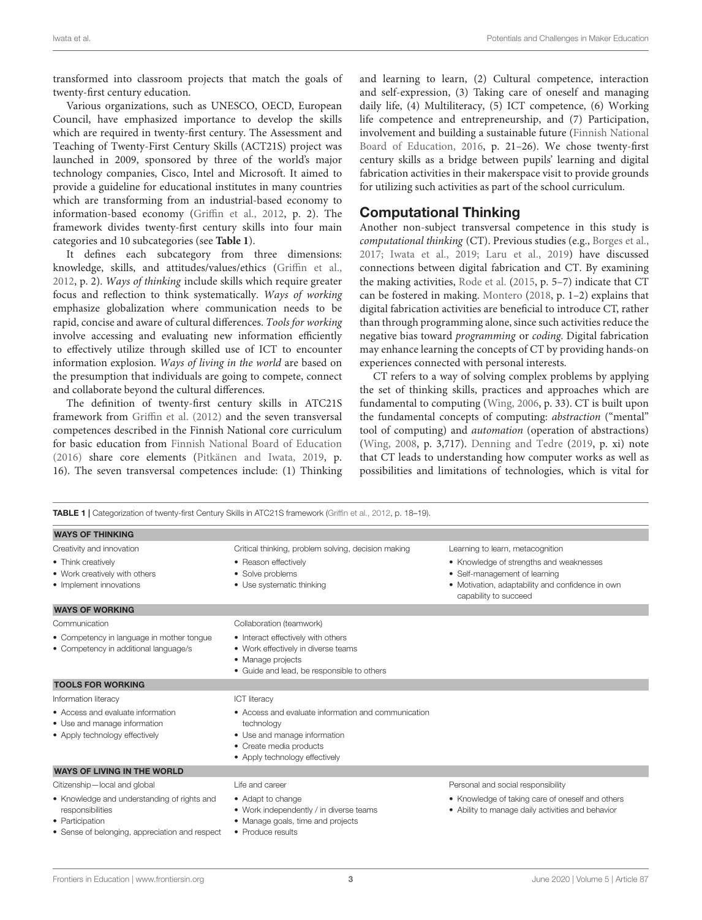transformed into classroom projects that match the goals of twenty-first century education.

Various organizations, such as UNESCO, OECD, European Council, have emphasized importance to develop the skills which are required in twenty-first century. The Assessment and Teaching of Twenty-First Century Skills (ACT21S) project was launched in 2009, sponsored by three of the world's major technology companies, Cisco, Intel and Microsoft. It aimed to provide a guideline for educational institutes in many countries which are transforming from an industrial-based economy to information-based economy (Griffin et al., 2012, p. 2). The framework divides twenty-first century skills into four main categories and 10 subcategories (see **Table 1**).

It defines each subcategory from three dimensions: knowledge, skills, and attitudes/values/ethics (Griffin et al., 2012, p. 2). *Ways of thinking* include skills which require greater focus and reflection to think systematically. *Ways of working* emphasize globalization where communication needs to be rapid, concise and aware of cultural differences. *Tools for working* involve accessing and evaluating new information efficiently to effectively utilize through skilled use of ICT to encounter information explosion. *Ways of living in the world* are based on the presumption that individuals are going to compete, connect and collaborate beyond the cultural differences.

The definition of twenty-first century skills in ATC21S framework from Griffin et al. (2012) and the seven transversal competences described in the Finnish National core curriculum for basic education from Finnish National Board of Education (2016) share core elements (Pitkänen and Iwata, 2019, p. 16). The seven transversal competences include: (1) Thinking and learning to learn, (2) Cultural competence, interaction and self-expression, (3) Taking care of oneself and managing daily life, (4) Multiliteracy, (5) ICT competence, (6) Working life competence and entrepreneurship, and (7) Participation, involvement and building a sustainable future (Finnish National Board of Education, 2016, p. 21–26). We chose twenty-first century skills as a bridge between pupils' learning and digital fabrication activities in their makerspace visit to provide grounds for utilizing such activities as part of the school curriculum.

## Computational Thinking

Another non-subject transversal competence in this study is *computational thinking* (CT). Previous studies (e.g., Borges et al., 2017; Iwata et al., 2019; Laru et al., 2019) have discussed connections between digital fabrication and CT. By examining the making activities, Rode et al. (2015, p. 5–7) indicate that CT can be fostered in making. Montero (2018, p. 1–2) explains that digital fabrication activities are beneficial to introduce CT, rather than through programming alone, since such activities reduce the negative bias toward *programming* or *coding*. Digital fabrication may enhance learning the concepts of CT by providing hands-on experiences connected with personal interests.

CT refers to a way of solving complex problems by applying the set of thinking skills, practices and approaches which are fundamental to computing (Wing, 2006, p. 33). CT is built upon the fundamental concepts of computing: *abstraction* ("mental" tool of computing) and *automation* (operation of abstractions) (Wing, 2008, p. 3,717). Denning and Tedre (2019, p. xi) note that CT leads to understanding how computer works as well as possibilities and limitations of technologies, which is vital for

**TABLE 1** | Categorization of twenty-first Century Skills in ATC21S framework (Griffin et al., 2012, p. 18–19).

| | | |
|---|---|---|
| **WAYS OF THINKING** | | |
| Creativity and innovation<br>• Think creatively<br>• Work creatively with others<br>• Implement innovations | Critical thinking, problem solving, decision making<br>• Reason effectively<br>• Solve problems<br>• Use systematic thinking | Learning to learn, metacognition<br>• Knowledge of strengths and weaknesses<br>• Self-management of learning<br>• Motivation, adaptability and confidence in own capability to succeed |
| **WAYS OF WORKING** | | |
| Communication<br>• Competency in language in mother tongue<br>• Competency in additional language/s | Collaboration (teamwork)<br>• Interact effectively with others<br>• Work effectively in diverse teams<br>• Manage projects<br>• Guide and lead, be responsible to others | |
| **TOOLS FOR WORKING** | | |
| Information literacy<br>• Access and evaluate information<br>• Use and manage information<br>• Apply technology effectively | ICT literacy<br>• Access and evaluate information and communication technology<br>• Use and manage information<br>• Create media products<br>• Apply technology effectively | |
| **WAYS OF LIVING IN THE WORLD** | | |
| Citizenship—local and global<br>• Knowledge and understanding of rights and responsibilities<br>• Participation<br>• Sense of belonging, appreciation and respect | Life and career<br>• Adapt to change<br>• Work independently / in diverse teams<br>• Manage goals, time and projects<br>• Produce results | Personal and social responsibility<br>• Knowledge of taking care of oneself and others<br>• Ability to manage daily activities and behavior |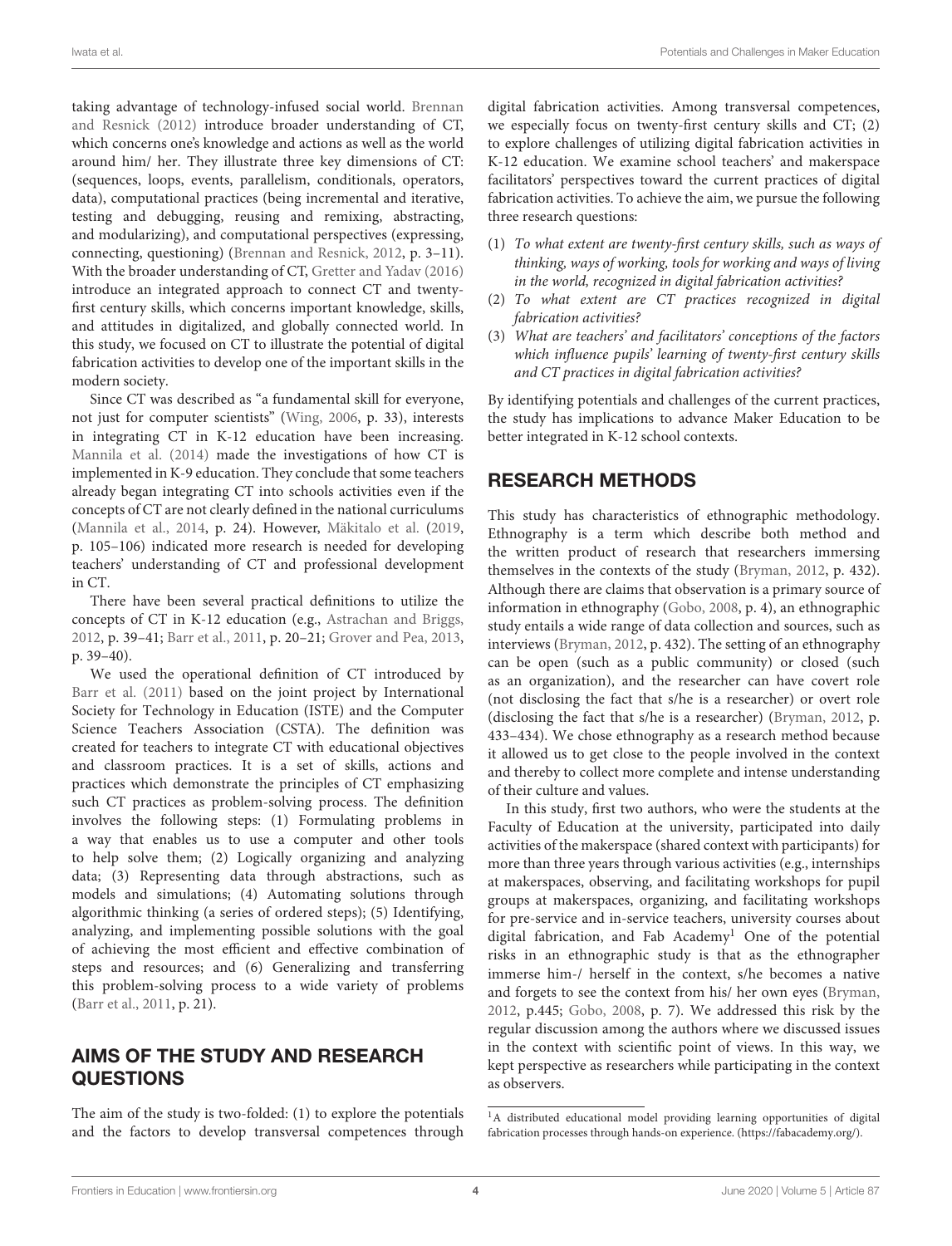taking advantage of technology-infused social world. Brennan and Resnick (2012) introduce broader understanding of CT, which concerns one's knowledge and actions as well as the world around him/ her. They illustrate three key dimensions of CT: (sequences, loops, events, parallelism, conditionals, operators, data), computational practices (being incremental and iterative, testing and debugging, reusing and remixing, abstracting, and modularizing), and computational perspectives (expressing, connecting, questioning) (Brennan and Resnick, 2012, p. 3–11). With the broader understanding of CT, Gretter and Yadav (2016) introduce an integrated approach to connect CT and twenty-first century skills, which concerns important knowledge, skills, and attitudes in digitalized, and globally connected world. In this study, we focused on CT to illustrate the potential of digital fabrication activities to develop one of the important skills in the modern society.

Since CT was described as "a fundamental skill for everyone, not just for computer scientists" (Wing, 2006, p. 33), interests in integrating CT in K-12 education have been increasing. Mannila et al. (2014) made the investigations of how CT is implemented in K-9 education. They conclude that some teachers already began integrating CT into schools activities even if the concepts of CT are not clearly defined in the national curriculums (Mannila et al., 2014, p. 24). However, Mäkitalo et al. (2019, p. 105–106) indicated more research is needed for developing teachers' understanding of CT and professional development in CT.

There have been several practical definitions to utilize the concepts of CT in K-12 education (e.g., Astrachan and Briggs, 2012, p. 39–41; Barr et al., 2011, p. 20–21; Grover and Pea, 2013, p. 39–40).

We used the operational definition of CT introduced by Barr et al. (2011) based on the joint project by International Society for Technology in Education (ISTE) and the Computer Science Teachers Association (CSTA). The definition was created for teachers to integrate CT with educational objectives and classroom practices. It is a set of skills, actions and practices which demonstrate the principles of CT emphasizing such CT practices as problem-solving process. The definition involves the following steps: (1) Formulating problems in a way that enables us to use a computer and other tools to help solve them; (2) Logically organizing and analyzing data; (3) Representing data through abstractions, such as models and simulations; (4) Automating solutions through algorithmic thinking (a series of ordered steps); (5) Identifying, analyzing, and implementing possible solutions with the goal of achieving the most efficient and effective combination of steps and resources; and (6) Generalizing and transferring this problem-solving process to a wide variety of problems (Barr et al., 2011, p. 21).

## AIMS OF THE STUDY AND RESEARCH QUESTIONS

The aim of the study is two-folded: (1) to explore the potentials and the factors to develop transversal competences through digital fabrication activities. Among transversal competences, we especially focus on twenty-first century skills and CT; (2) to explore challenges of utilizing digital fabrication activities in K-12 education. We examine school teachers' and makerspace facilitators' perspectives toward the current practices of digital fabrication activities. To achieve the aim, we pursue the following three research questions:

(1) *To what extent are twenty-first century skills, such as ways of thinking, ways of working, tools for working and ways of living in the world, recognized in digital fabrication activities?*
(2) *To what extent are CT practices recognized in digital fabrication activities?*
(3) *What are teachers' and facilitators' conceptions of the factors which influence pupils' learning of twenty-first century skills and CT practices in digital fabrication activities?*

By identifying potentials and challenges of the current practices, the study has implications to advance Maker Education to be better integrated in K-12 school contexts.

## RESEARCH METHODS

This study has characteristics of ethnographic methodology. Ethnography is a term which describe both method and the written product of research that researchers immersing themselves in the contexts of the study (Bryman, 2012, p. 432). Although there are claims that observation is a primary source of information in ethnography (Gobo, 2008, p. 4), an ethnographic study entails a wide range of data collection and sources, such as interviews (Bryman, 2012, p. 432). The setting of an ethnography can be open (such as a public community) or closed (such as an organization), and the researcher can have covert role (not disclosing the fact that s/he is a researcher) or overt role (disclosing the fact that s/he is a researcher) (Bryman, 2012, p. 433–434). We chose ethnography as a research method because it allowed us to get close to the people involved in the context and thereby to collect more complete and intense understanding of their culture and values.

In this study, first two authors, who were the students at the Faculty of Education at the university, participated into daily activities of the makerspace (shared context with participants) for more than three years through various activities (e.g., internships at makerspaces, observing, and facilitating workshops for pupil groups at makerspaces, organizing, and facilitating workshops for pre-service and in-service teachers, university courses about digital fabrication, and Fab Academy[1] One of the potential risks in an ethnographic study is that as the ethnographer immerse him-/ herself in the context, s/he becomes a native and forgets to see the context from his/ her own eyes (Bryman, 2012, p.445; Gobo, 2008, p. 7). We addressed this risk by the regular discussion among the authors where we discussed issues in the context with scientific point of views. In this way, we kept perspective as researchers while participating in the context as observers.

[1]A distributed educational model providing learning opportunities of digital fabrication processes through hands-on experience. (https://fabacademy.org/).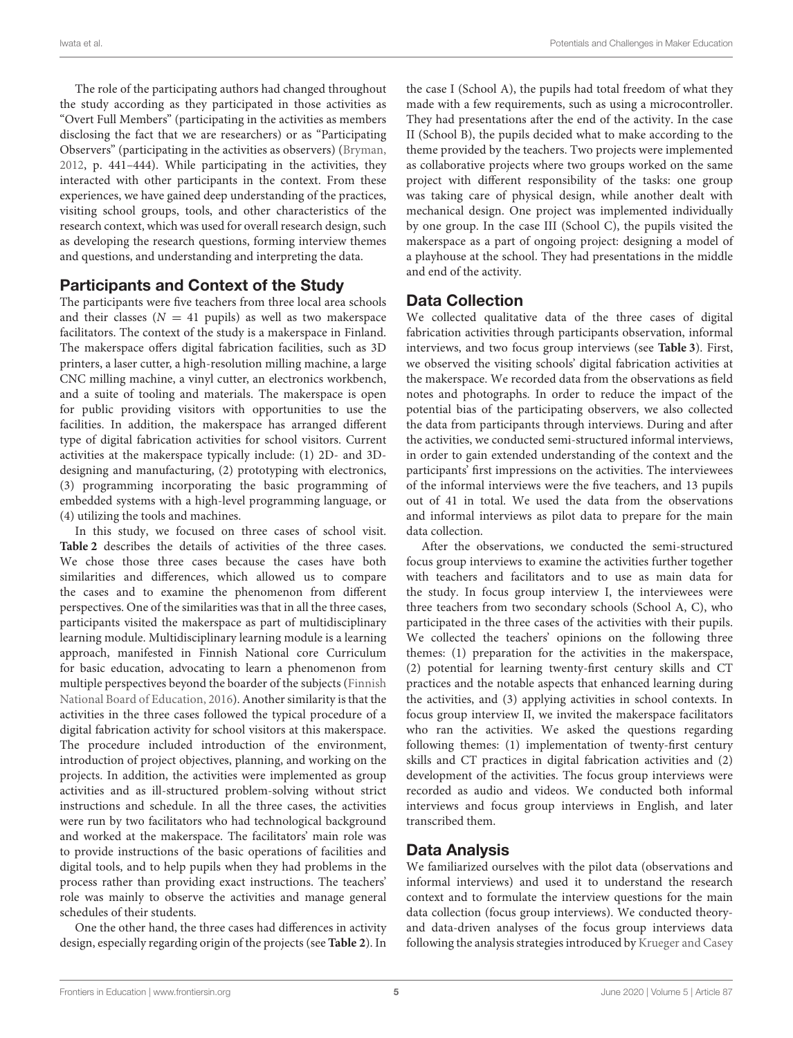The role of the participating authors had changed throughout the study according as they participated in those activities as "Overt Full Members" (participating in the activities as members disclosing the fact that we are researchers) or as "Participating Observers" (participating in the activities as observers) (Bryman, 2012, p. 441–444). While participating in the activities, they interacted with other participants in the context. From these experiences, we have gained deep understanding of the practices, visiting school groups, tools, and other characteristics of the research context, which was used for overall research design, such as developing the research questions, forming interview themes and questions, and understanding and interpreting the data.

## Participants and Context of the Study

The participants were five teachers from three local area schools and their classes ($N = 41$ pupils) as well as two makerspace facilitators. The context of the study is a makerspace in Finland. The makerspace offers digital fabrication facilities, such as 3D printers, a laser cutter, a high-resolution milling machine, a large CNC milling machine, a vinyl cutter, an electronics workbench, and a suite of tooling and materials. The makerspace is open for public providing visitors with opportunities to use the facilities. In addition, the makerspace has arranged different type of digital fabrication activities for school visitors. Current activities at the makerspace typically include: (1) 2D- and 3D-designing and manufacturing, (2) prototyping with electronics, (3) programming incorporating the basic programming of embedded systems with a high-level programming language, or (4) utilizing the tools and machines.

In this study, we focused on three cases of school visit. **Table 2** describes the details of activities of the three cases. We chose those three cases because the cases have both similarities and differences, which allowed us to compare the cases and to examine the phenomenon from different perspectives. One of the similarities was that in all the three cases, participants visited the makerspace as part of multidisciplinary learning module. Multidisciplinary learning module is a learning approach, manifested in Finnish National core Curriculum for basic education, advocating to learn a phenomenon from multiple perspectives beyond the boarder of the subjects (Finnish National Board of Education, 2016). Another similarity is that the activities in the three cases followed the typical procedure of a digital fabrication activity for school visitors at this makerspace. The procedure included introduction of the environment, introduction of project objectives, planning, and working on the projects. In addition, the activities were implemented as group activities and as ill-structured problem-solving without strict instructions and schedule. In all the three cases, the activities were run by two facilitators who had technological background and worked at the makerspace. The facilitators' main role was to provide instructions of the basic operations of facilities and digital tools, and to help pupils when they had problems in the process rather than providing exact instructions. The teachers' role was mainly to observe the activities and manage general schedules of their students.

One the other hand, the three cases had differences in activity design, especially regarding origin of the projects (see **Table 2**). In the case I (School A), the pupils had total freedom of what they made with a few requirements, such as using a microcontroller. They had presentations after the end of the activity. In the case II (School B), the pupils decided what to make according to the theme provided by the teachers. Two projects were implemented as collaborative projects where two groups worked on the same project with different responsibility of the tasks: one group was taking care of physical design, while another dealt with mechanical design. One project was implemented individually by one group. In the case III (School C), the pupils visited the makerspace as a part of ongoing project: designing a model of a playhouse at the school. They had presentations in the middle and end of the activity.

## Data Collection

We collected qualitative data of the three cases of digital fabrication activities through participants observation, informal interviews, and two focus group interviews (see **Table 3**). First, we observed the visiting schools' digital fabrication activities at the makerspace. We recorded data from the observations as field notes and photographs. In order to reduce the impact of the potential bias of the participating observers, we also collected the data from participants through interviews. During and after the activities, we conducted semi-structured informal interviews, in order to gain extended understanding of the context and the participants' first impressions on the activities. The interviewees of the informal interviews were the five teachers, and 13 pupils out of 41 in total. We used the data from the observations and informal interviews as pilot data to prepare for the main data collection.

After the observations, we conducted the semi-structured focus group interviews to examine the activities further together with teachers and facilitators and to use as main data for the study. In focus group interview I, the interviewees were three teachers from two secondary schools (School A, C), who participated in the three cases of the activities with their pupils. We collected the teachers' opinions on the following three themes: (1) preparation for the activities in the makerspace, (2) potential for learning twenty-first century skills and CT practices and the notable aspects that enhanced learning during the activities, and (3) applying activities in school contexts. In focus group interview II, we invited the makerspace facilitators who ran the activities. We asked the questions regarding following themes: (1) implementation of twenty-first century skills and CT practices in digital fabrication activities and (2) development of the activities. The focus group interviews were recorded as audio and videos. We conducted both informal interviews and focus group interviews in English, and later transcribed them.

## Data Analysis

We familiarized ourselves with the pilot data (observations and informal interviews) and used it to understand the research context and to formulate the interview questions for the main data collection (focus group interviews). We conducted theory- and data-driven analyses of the focus group interviews data following the analysis strategies introduced by Krueger and Casey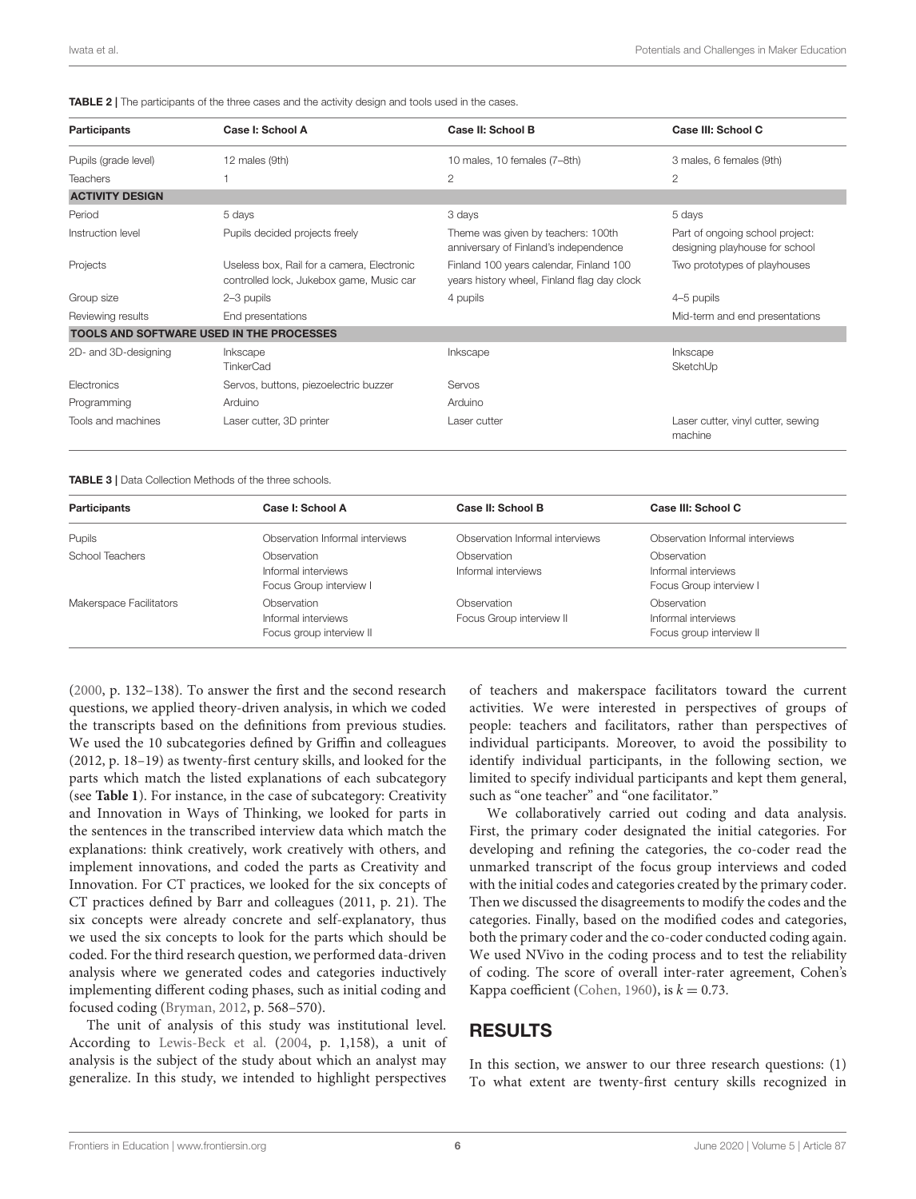**TABLE 2 |** The participants of the three cases and the activity design and tools used in the cases.

| Participants | Case I: School A | Case II: School B | Case III: School C |
|---|---|---|---|
| Pupils (grade level) | 12 males (9th) | 10 males, 10 females (7–8th) | 3 males, 6 females (9th) |
| Teachers | 1 | 2 | 2 |
| **ACTIVITY DESIGN** | | | |
| Period | 5 days | 3 days | 5 days |
| Instruction level | Pupils decided projects freely | Theme was given by teachers: 100th anniversary of Finland's independence | Part of ongoing school project: designing playhouse for school |
| Projects | Useless box, Rail for a camera, Electronic controlled lock, Jukebox game, Music car | Finland 100 years calendar, Finland 100 years history wheel, Finland flag day clock | Two prototypes of playhouses |
| Group size | 2–3 pupils | 4 pupils | 4–5 pupils |
| Reviewing results | End presentations | | Mid-term and end presentations |
| **TOOLS AND SOFTWARE USED IN THE PROCESSES** | | | |
| 2D- and 3D-designing | Inkscape TinkerCad | Inkscape | Inkscape SketchUp |
| Electronics | Servos, buttons, piezoelectric buzzer | Servos | |
| Programming | Arduino | Arduino | |
| Tools and machines | Laser cutter, 3D printer | Laser cutter | Laser cutter, vinyl cutter, sewing machine |

**TABLE 3 |** Data Collection Methods of the three schools.

| Participants | Case I: School A | Case II: School B | Case III: School C |
|---|---|---|---|
| Pupils | Observation Informal interviews | Observation Informal interviews | Observation Informal interviews |
| School Teachers | Observation<br>Informal interviews<br>Focus Group interview I | Observation<br>Informal interviews | Observation<br>Informal interviews<br>Focus Group interview I |
| Makerspace Facilitators | Observation<br>Informal interviews<br>Focus group interview II | Observation<br>Focus Group interview II | Observation<br>Informal interviews<br>Focus group interview II |

(2000, p. 132–138). To answer the first and the second research questions, we applied theory-driven analysis, in which we coded the transcripts based on the definitions from previous studies. We used the 10 subcategories defined by Griffin and colleagues (2012, p. 18–19) as twenty-first century skills, and looked for the parts which match the listed explanations of each subcategory (see **Table 1**). For instance, in the case of subcategory: Creativity and Innovation in Ways of Thinking, we looked for parts in the sentences in the transcribed interview data which match the explanations: think creatively, work creatively with others, and implement innovations, and coded the parts as Creativity and Innovation. For CT practices, we looked for the six concepts of CT practices defined by Barr and colleagues (2011, p. 21). The six concepts were already concrete and self-explanatory, thus we used the six concepts to look for the parts which should be coded. For the third research question, we performed data-driven analysis where we generated codes and categories inductively implementing different coding phases, such as initial coding and focused coding (Bryman, 2012, p. 568–570).

The unit of analysis of this study was institutional level. According to Lewis-Beck et al. (2004, p. 1,158), a unit of analysis is the subject of the study about which an analyst may generalize. In this study, we intended to highlight perspectives of teachers and makerspace facilitators toward the current activities. We were interested in perspectives of groups of people: teachers and facilitators, rather than perspectives of individual participants. Moreover, to avoid the possibility to identify individual participants, in the following section, we limited to specify individual participants and kept them general, such as "one teacher" and "one facilitator."

We collaboratively carried out coding and data analysis. First, the primary coder designated the initial categories. For developing and refining the categories, the co-coder read the unmarked transcript of the focus group interviews and coded with the initial codes and categories created by the primary coder. Then we discussed the disagreements to modify the codes and the categories. Finally, based on the modified codes and categories, both the primary coder and the co-coder conducted coding again. We used NVivo in the coding process and to test the reliability of coding. The score of overall inter-rater agreement, Cohen's Kappa coefficient (Cohen, 1960), is $k = 0.73$.

## RESULTS

In this section, we answer to our three research questions: (1) To what extent are twenty-first century skills recognized in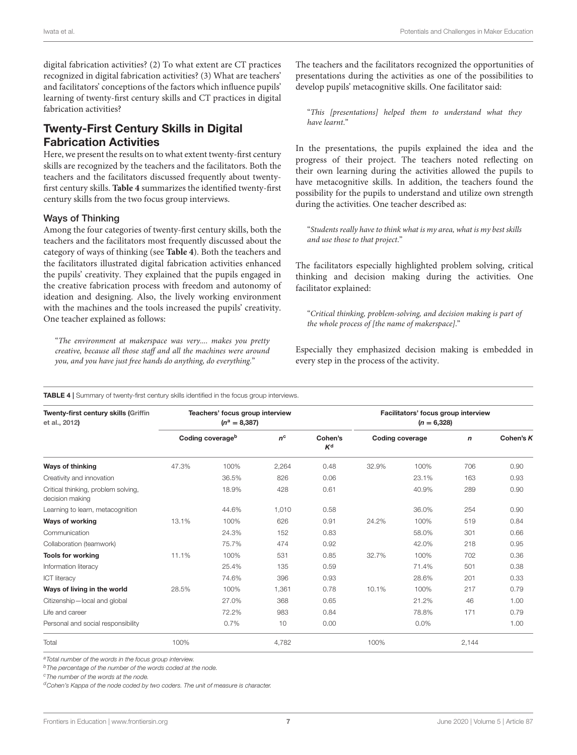digital fabrication activities? (2) To what extent are CT practices recognized in digital fabrication activities? (3) What are teachers' and facilitators' conceptions of the factors which influence pupils' learning of twenty-first century skills and CT practices in digital fabrication activities?

## Twenty-First Century Skills in Digital Fabrication Activities

Here, we present the results on to what extent twenty-first century skills are recognized by the teachers and the facilitators. Both the teachers and the facilitators discussed frequently about twenty-first century skills. **Table 4** summarizes the identified twenty-first century skills from the two focus group interviews.

### Ways of Thinking

Among the four categories of twenty-first century skills, both the teachers and the facilitators most frequently discussed about the category of ways of thinking (see **Table 4**). Both the teachers and the facilitators illustrated digital fabrication activities enhanced the pupils' creativity. They explained that the pupils engaged in the creative fabrication process with freedom and autonomy of ideation and designing. Also, the lively working environment with the machines and the tools increased the pupils' creativity. One teacher explained as follows:

> "*The environment at makerspace was very.... makes you pretty creative, because all those staff and all the machines were around you, and you have just free hands do anything, do everything.*"

The teachers and the facilitators recognized the opportunities of presentations during the activities as one of the possibilities to develop pupils' metacognitive skills. One facilitator said:

> "*This [presentations] helped them to understand what they have learnt.*"

In the presentations, the pupils explained the idea and the progress of their project. The teachers noted reflecting on their own learning during the activities allowed the pupils to have metacognitive skills. In addition, the teachers found the possibility for the pupils to understand and utilize own strength during the activities. One teacher described as:

> "*Students really have to think what is my area, what is my best skills and use those to that project.*"

The facilitators especially highlighted problem solving, critical thinking and decision making during the activities. One facilitator explained:

> "*Critical thinking, problem-solving, and decision making is part of the whole process of [the name of makerspace].*"

Especially they emphasized decision making is embedded in every step in the process of the activity.

**TABLE 4** | Summary of twenty-first century skills identified in the focus group interviews.

| Twenty-first century skills (Griffin et al., 2012) | Teachers' focus group interview ($n$[a] = 8,387) | | | | Facilitators' focus group interview ($n$ = 6,328) | | | |
|---|---|---|---|---|---|---|---|---|
| | Coding coverage[b] | | $n$[c] | Cohen's $K$[d] | Coding coverage | | $n$ | Cohen's $K$ |
| **Ways of thinking** | 47.3% | 100% | 2,264 | 0.48 | 32.9% | 100% | 706 | 0.90 |
| Creativity and innovation | | 36.5% | 826 | 0.06 | | 23.1% | 163 | 0.93 |
| Critical thinking, problem solving, decision making | | 18.9% | 428 | 0.61 | | 40.9% | 289 | 0.90 |
| Learning to learn, metacognition | | 44.6% | 1,010 | 0.58 | | 36.0% | 254 | 0.90 |
| **Ways of working** | 13.1% | 100% | 626 | 0.91 | 24.2% | 100% | 519 | 0.84 |
| Communication | | 24.3% | 152 | 0.83 | | 58.0% | 301 | 0.66 |
| Collaboration (teamwork) | | 75.7% | 474 | 0.92 | | 42.0% | 218 | 0.95 |
| **Tools for working** | 11.1% | 100% | 531 | 0.85 | 32.7% | 100% | 702 | 0.36 |
| Information literacy | | 25.4% | 135 | 0.59 | | 71.4% | 501 | 0.38 |
| ICT literacy | | 74.6% | 396 | 0.93 | | 28.6% | 201 | 0.33 |
| **Ways of living in the world** | 28.5% | 100% | 1,361 | 0.78 | 10.1% | 100% | 217 | 0.79 |
| Citizenship—local and global | | 27.0% | 368 | 0.65 | | 21.2% | 46 | 1.00 |
| Life and career | | 72.2% | 983 | 0.84 | | 78.8% | 171 | 0.79 |
| Personal and social responsibility | | 0.7% | 10 | 0.00 | | 0.0% | | 1.00 |
| Total | 100% | | 4,782 | | 100% | | 2,144 | |

[a]Total number of the words in the focus group interview.
[b]The percentage of the number of the words coded at the node.
[c]The number of the words at the node.
[d]Cohen's Kappa of the node coded by two coders. The unit of measure is character.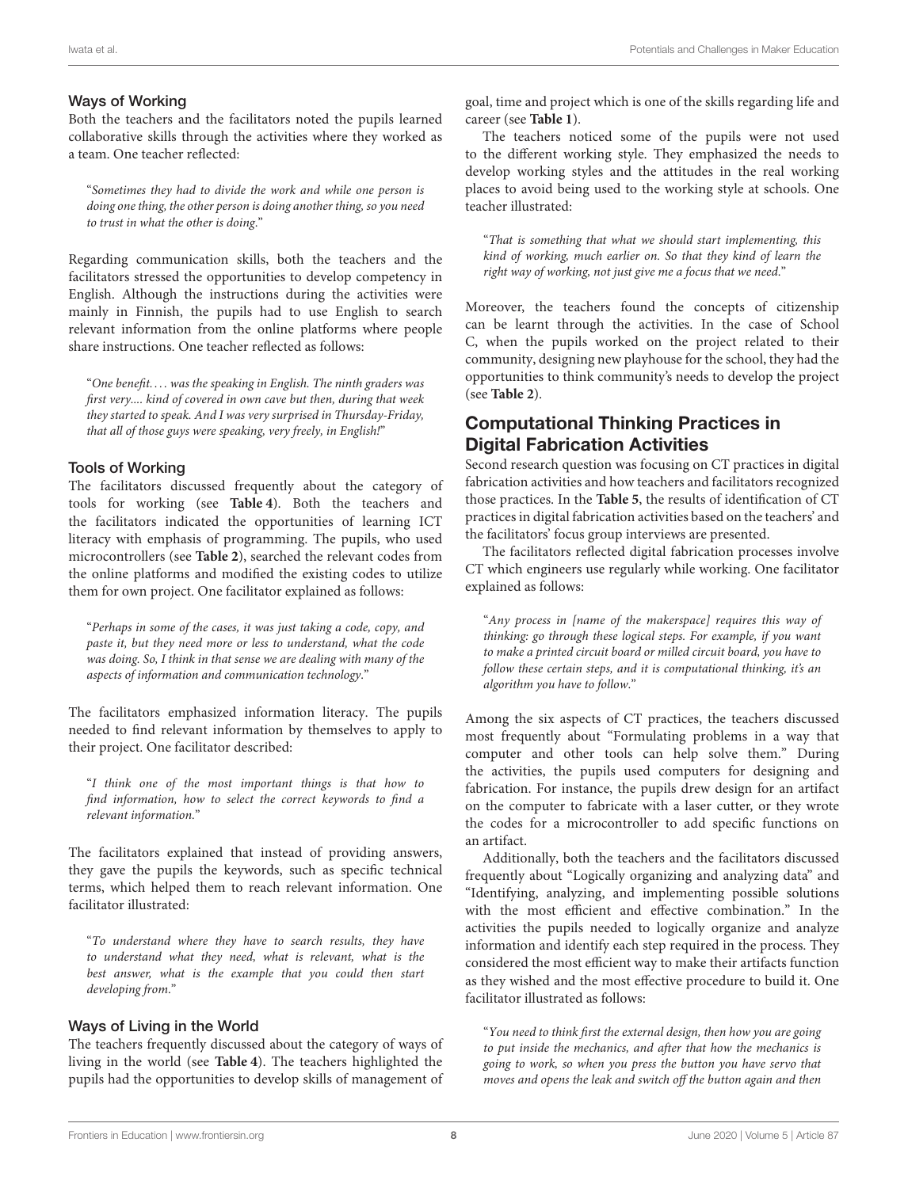### Ways of Working

Both the teachers and the facilitators noted the pupils learned collaborative skills through the activities where they worked as a team. One teacher reflected:

> "*Sometimes they had to divide the work and while one person is doing one thing, the other person is doing another thing, so you need to trust in what the other is doing*."

Regarding communication skills, both the teachers and the facilitators stressed the opportunities to develop competency in English. Although the instructions during the activities were mainly in Finnish, the pupils had to use English to search relevant information from the online platforms where people share instructions. One teacher reflected as follows:

> "*One benefit.... was the speaking in English. The ninth graders was first very.... kind of covered in own cave but then, during that week they started to speak. And I was very surprised in Thursday-Friday, that all of those guys were speaking, very freely, in English!*"

### Tools of Working

The facilitators discussed frequently about the category of tools for working (see **Table 4**). Both the teachers and the facilitators indicated the opportunities of learning ICT literacy with emphasis of programming. The pupils, who used microcontrollers (see **Table 2**), searched the relevant codes from the online platforms and modified the existing codes to utilize them for own project. One facilitator explained as follows:

> "*Perhaps in some of the cases, it was just taking a code, copy, and paste it, but they need more or less to understand, what the code was doing. So, I think in that sense we are dealing with many of the aspects of information and communication technology*."

The facilitators emphasized information literacy. The pupils needed to find relevant information by themselves to apply to their project. One facilitator described:

> "*I think one of the most important things is that how to find information, how to select the correct keywords to find a relevant information*."

The facilitators explained that instead of providing answers, they gave the pupils the keywords, such as specific technical terms, which helped them to reach relevant information. One facilitator illustrated:

> "*To understand where they have to search results, they have to understand what they need, what is relevant, what is the best answer, what is the example that you could then start developing from*."

### Ways of Living in the World

The teachers frequently discussed about the category of ways of living in the world (see **Table 4**). The teachers highlighted the pupils had the opportunities to develop skills of management of goal, time and project which is one of the skills regarding life and career (see **Table 1**).

The teachers noticed some of the pupils were not used to the different working style. They emphasized the needs to develop working styles and the attitudes in the real working places to avoid being used to the working style at schools. One teacher illustrated:

> "*That is something that what we should start implementing, this kind of working, much earlier on. So that they kind of learn the right way of working, not just give me a focus that we need*."

Moreover, the teachers found the concepts of citizenship can be learnt through the activities. In the case of School C, when the pupils worked on the project related to their community, designing new playhouse for the school, they had the opportunities to think community's needs to develop the project (see **Table 2**).

## Computational Thinking Practices in Digital Fabrication Activities

Second research question was focusing on CT practices in digital fabrication activities and how teachers and facilitators recognized those practices. In the **Table 5**, the results of identification of CT practices in digital fabrication activities based on the teachers' and the facilitators' focus group interviews are presented.

The facilitators reflected digital fabrication processes involve CT which engineers use regularly while working. One facilitator explained as follows:

> "*Any process in [name of the makerspace] requires this way of thinking: go through these logical steps. For example, if you want to make a printed circuit board or milled circuit board, you have to follow these certain steps, and it is computational thinking, it's an algorithm you have to follow*."

Among the six aspects of CT practices, the teachers discussed most frequently about "Formulating problems in a way that computer and other tools can help solve them." During the activities, the pupils used computers for designing and fabrication. For instance, the pupils drew design for an artifact on the computer to fabricate with a laser cutter, or they wrote the codes for a microcontroller to add specific functions on an artifact.

Additionally, both the teachers and the facilitators discussed frequently about "Logically organizing and analyzing data" and "Identifying, analyzing, and implementing possible solutions with the most efficient and effective combination." In the activities the pupils needed to logically organize and analyze information and identify each step required in the process. They considered the most efficient way to make their artifacts function as they wished and the most effective procedure to build it. One facilitator illustrated as follows:

> "*You need to think first the external design, then how you are going to put inside the mechanics, and after that how the mechanics is going to work, so when you press the button you have servo that moves and opens the leak and switch off the button again and then*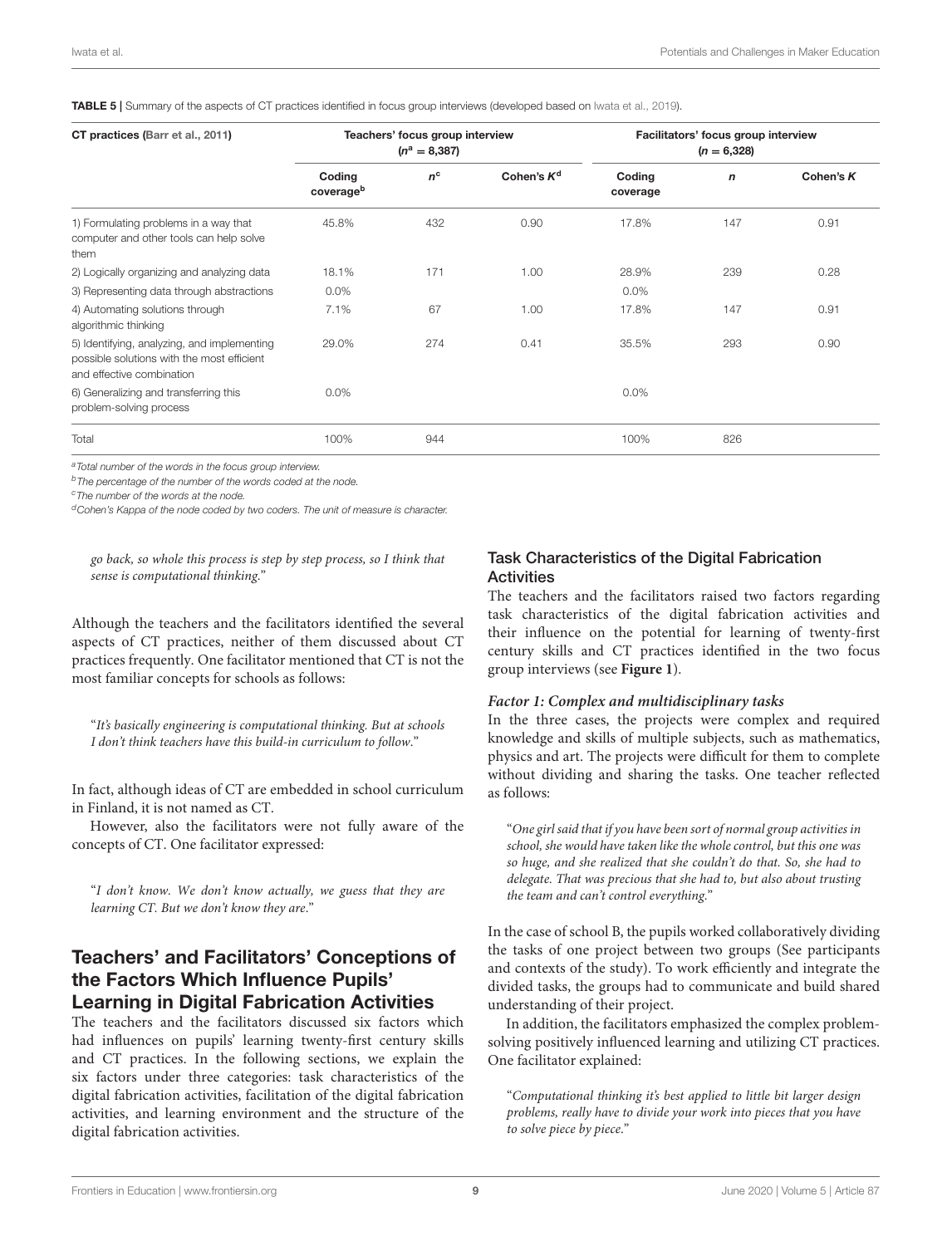**TABLE 5 |** Summary of the aspects of CT practices identified in focus group interviews (developed based on Iwata et al., 2019).

| CT practices (Barr et al., 2011) | Teachers' focus group interview ($n^a$ = 8,387) | | | Facilitators' focus group interview ($n$ = 6,328) | | |
|---|---|---|---|---|---|---|
| | Coding coverage[b] | $n^c$ | Cohen's $K^d$ | Coding coverage | $n$ | Cohen's $K$ |
| 1) Formulating problems in a way that computer and other tools can help solve them | 45.8% | 432 | 0.90 | 17.8% | 147 | 0.91 |
| 2) Logically organizing and analyzing data | 18.1% | 171 | 1.00 | 28.9% | 239 | 0.28 |
| 3) Representing data through abstractions | 0.0% | | | 0.0% | | |
| 4) Automating solutions through algorithmic thinking | 7.1% | 67 | 1.00 | 17.8% | 147 | 0.91 |
| 5) Identifying, analyzing, and implementing possible solutions with the most efficient and effective combination | 29.0% | 274 | 0.41 | 35.5% | 293 | 0.90 |
| 6) Generalizing and transferring this problem-solving process | 0.0% | | | 0.0% | | |
| Total | 100% | 944 | | 100% | 826 | |

[a]Total number of the words in the focus group interview.

[b]The percentage of the number of the words coded at the node.

[c]The number of the words at the node.

[d]Cohen's Kappa of the node coded by two coders. The unit of measure is character.

*go back, so whole this process is step by step process, so I think that sense is computational thinking.*"

Although the teachers and the facilitators identified the several aspects of CT practices, neither of them discussed about CT practices frequently. One facilitator mentioned that CT is not the most familiar concepts for schools as follows:

"*It's basically engineering is computational thinking. But at schools I don't think teachers have this build-in curriculum to follow.*"

In fact, although ideas of CT are embedded in school curriculum in Finland, it is not named as CT.

However, also the facilitators were not fully aware of the concepts of CT. One facilitator expressed:

"*I don't know. We don't know actually, we guess that they are learning CT. But we don't know they are.*"

## Teachers' and Facilitators' Conceptions of the Factors Which Influence Pupils' Learning in Digital Fabrication Activities

The teachers and the facilitators discussed six factors which had influences on pupils' learning twenty-first century skills and CT practices. In the following sections, we explain the six factors under three categories: task characteristics of the digital fabrication activities, facilitation of the digital fabrication activities, and learning environment and the structure of the digital fabrication activities.

### Task Characteristics of the Digital Fabrication Activities

The teachers and the facilitators raised two factors regarding task characteristics of the digital fabrication activities and their influence on the potential for learning of twenty-first century skills and CT practices identified in the two focus group interviews (see **Figure 1**).

#### *Factor 1: Complex and multidisciplinary tasks*

In the three cases, the projects were complex and required knowledge and skills of multiple subjects, such as mathematics, physics and art. The projects were difficult for them to complete without dividing and sharing the tasks. One teacher reflected as follows:

"*One girl said that if you have been sort of normal group activities in school, she would have taken like the whole control, but this one was so huge, and she realized that she couldn't do that. So, she had to delegate. That was precious that she had to, but also about trusting the team and can't control everything.*"

In the case of school B, the pupils worked collaboratively dividing the tasks of one project between two groups (See participants and contexts of the study). To work efficiently and integrate the divided tasks, the groups had to communicate and build shared understanding of their project.

In addition, the facilitators emphasized the complex problem-solving positively influenced learning and utilizing CT practices. One facilitator explained:

"*Computational thinking it's best applied to little bit larger design problems, really have to divide your work into pieces that you have to solve piece by piece.*"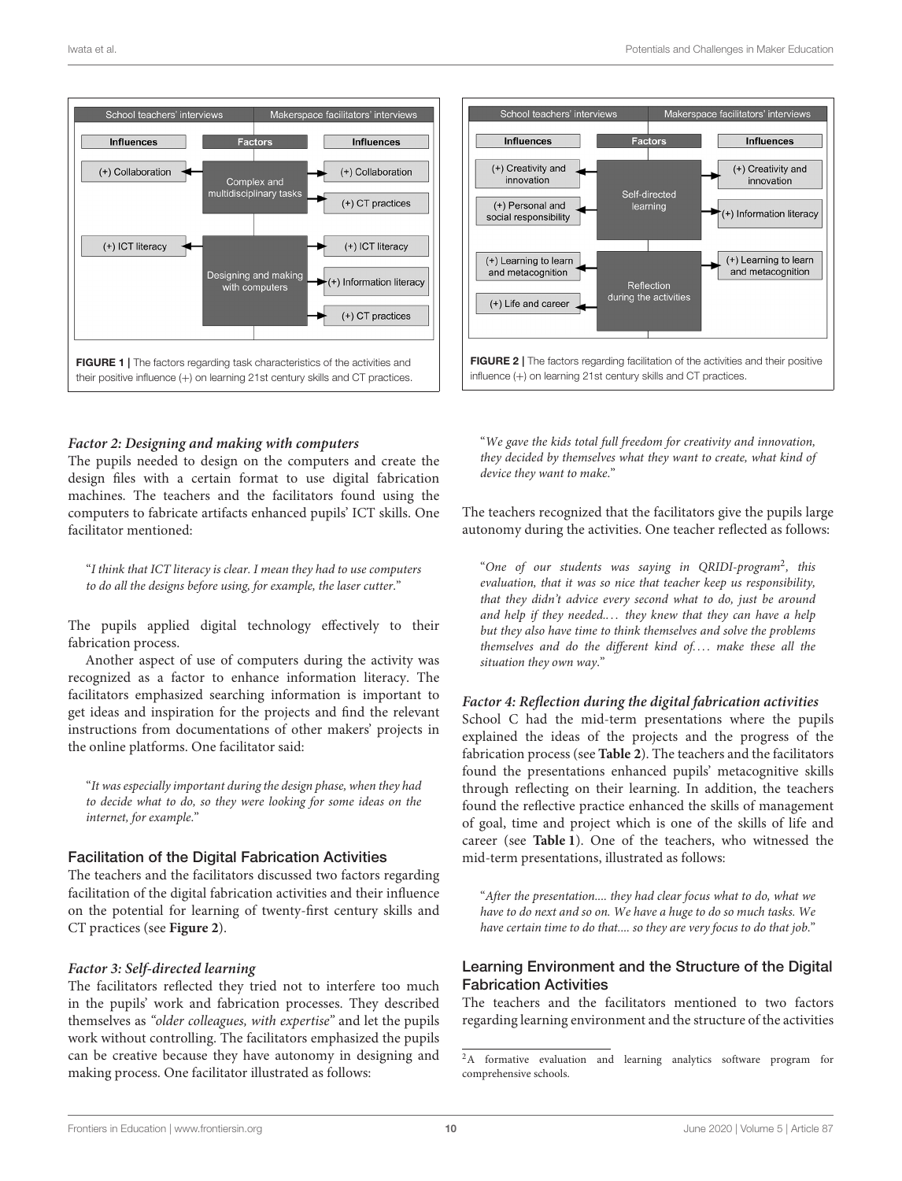| School teachers' interviews | | Makerspace facilitators' interviews |
|---|---|---|
| **Influences** | **Factors** | **Influences** |
| (+) Collaboration | Complex and multidisciplinary tasks | (+) Collaboration |
| | | (+) CT practices |
| (+) ICT literacy | Designing and making with computers | (+) ICT literacy |
| | | (+) Information literacy |
| | | (+) CT practices |

**FIGURE 1 |** The factors regarding task characteristics of the activities and their positive influence (+) on learning 21st century skills and CT practices.

| School teachers' interviews | | Makerspace facilitators' interviews |
|---|---|---|
| **Influences** | **Factors** | **Influences** |
| (+) Creativity and innovation | Self-directed learning | (+) Creativity and innovation |
| (+) Personal and social responsibility | | (+) Information literacy |
| (+) Learning to learn and metacognition | Reflection during the activities | (+) Learning to learn and metacognition |
| (+) Life and career | | |

**FIGURE 2 |** The factors regarding facilitation of the activities and their positive influence (+) on learning 21st century skills and CT practices.

#### *Factor 2: Designing and making with computers*

The pupils needed to design on the computers and create the design files with a certain format to use digital fabrication machines. The teachers and the facilitators found using the computers to fabricate artifacts enhanced pupils' ICT skills. One facilitator mentioned:

> "*I think that ICT literacy is clear. I mean they had to use computers to do all the designs before using, for example, the laser cutter.*"

The pupils applied digital technology effectively to their fabrication process.

Another aspect of use of computers during the activity was recognized as a factor to enhance information literacy. The facilitators emphasized searching information is important to get ideas and inspiration for the projects and find the relevant instructions from documentations of other makers' projects in the online platforms. One facilitator said:

> "*It was especially important during the design phase, when they had to decide what to do, so they were looking for some ideas on the internet, for example.*"

### Facilitation of the Digital Fabrication Activities

The teachers and the facilitators discussed two factors regarding facilitation of the digital fabrication activities and their influence on the potential for learning of twenty-first century skills and CT practices (see **Figure 2**).

#### *Factor 3: Self-directed learning*

The facilitators reflected they tried not to interfere too much in the pupils' work and fabrication processes. They described themselves as *"older colleagues, with expertise"* and let the pupils work without controlling. The facilitators emphasized the pupils can be creative because they have autonomy in designing and making process. One facilitator illustrated as follows:

> "*We gave the kids total full freedom for creativity and innovation, they decided by themselves what they want to create, what kind of device they want to make.*"

The teachers recognized that the facilitators give the pupils large autonomy during the activities. One teacher reflected as follows:

> "*One of our students was saying in QRIDI-program*[2]*, this evaluation, that it was so nice that teacher keep us responsibility, that they didn't advice every second what to do, just be around and help if they needed.... they knew that they can have a help but they also have time to think themselves and solve the problems themselves and do the different kind of.... make these all the situation they own way.*"

#### *Factor 4: Reflection during the digital fabrication activities*

School C had the mid-term presentations where the pupils explained the ideas of the projects and the progress of the fabrication process (see **Table 2**). The teachers and the facilitators found the presentations enhanced pupils' metacognitive skills through reflecting on their learning. In addition, the teachers found the reflective practice enhanced the skills of management of goal, time and project which is one of the skills of life and career (see **Table 1**). One of the teachers, who witnessed the mid-term presentations, illustrated as follows:

> "*After the presentation.... they had clear focus what to do, what we have to do next and so on. We have a huge to do so much tasks. We have certain time to do that.... so they are very focus to do that job.*"

### Learning Environment and the Structure of the Digital Fabrication Activities

The teachers and the facilitators mentioned to two factors regarding learning environment and the structure of the activities

[2] A formative evaluation and learning analytics software program for comprehensive schools.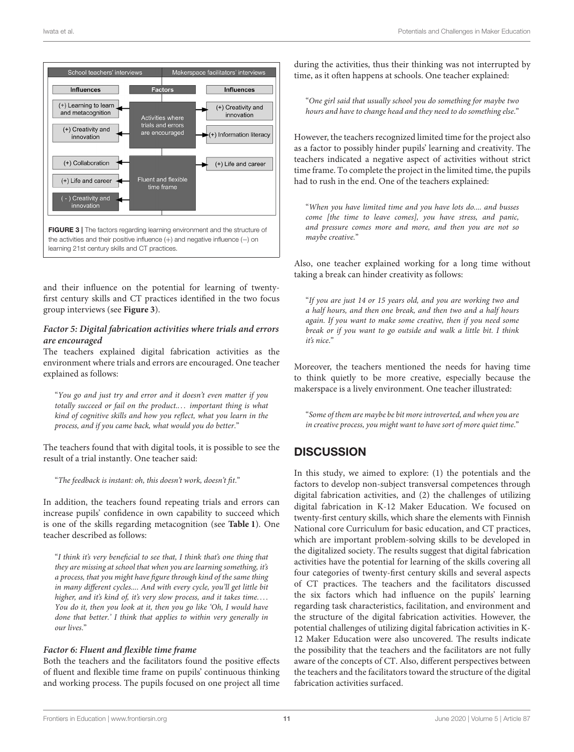**FIGURE 3 |** The factors regarding learning environment and the structure of the activities and their positive influence (+) and negative influence (−) on learning 21st century skills and CT practices.

and their influence on the potential for learning of twenty-first century skills and CT practices identified in the two focus group interviews (see **Figure 3**).

#### *Factor 5: Digital fabrication activities where trials and errors are encouraged*

The teachers explained digital fabrication activities as the environment where trials and errors are encouraged. One teacher explained as follows:

> "*You go and just try and error and it doesn't even matter if you totally succeed or fail on the product.... important thing is what kind of cognitive skills and how you reflect, what you learn in the process, and if you came back, what would you do better.*"

The teachers found that with digital tools, it is possible to see the result of a trial instantly. One teacher said:

> "*The feedback is instant: oh, this doesn't work, doesn't fit.*"

In addition, the teachers found repeating trials and errors can increase pupils' confidence in own capability to succeed which is one of the skills regarding metacognition (see **Table 1**). One teacher described as follows:

> "*I think it's very beneficial to see that, I think that's one thing that they are missing at school that when you are learning something, it's a process, that you might have figure through kind of the same thing in many different cycles.... And with every cycle, you'll get little bit higher, and it's kind of, it's very slow process, and it takes time.... You do it, then you look at it, then you go like 'Oh, I would have done that better.' I think that applies to within very generally in our lives.*"

#### *Factor 6: Fluent and flexible time frame*

Both the teachers and the facilitators found the positive effects of fluent and flexible time frame on pupils' continuous thinking and working process. The pupils focused on one project all time during the activities, thus their thinking was not interrupted by time, as it often happens at schools. One teacher explained:

> "*One girl said that usually school you do something for maybe two hours and have to change head and they need to do something else.*"

However, the teachers recognized limited time for the project also as a factor to possibly hinder pupils' learning and creativity. The teachers indicated a negative aspect of activities without strict time frame. To complete the project in the limited time, the pupils had to rush in the end. One of the teachers explained:

> "*When you have limited time and you have lots do.... and busses come [the time to leave comes], you have stress, and panic, and pressure comes more and more, and then you are not so maybe creative.*"

Also, one teacher explained working for a long time without taking a break can hinder creativity as follows:

> "*If you are just 14 or 15 years old, and you are working two and a half hours, and then one break, and then two and a half hours again. If you want to make some creative, then if you need some break or if you want to go outside and walk a little bit. I think it's nice.*"

Moreover, the teachers mentioned the needs for having time to think quietly to be more creative, especially because the makerspace is a lively environment. One teacher illustrated:

> "*Some of them are maybe be bit more introverted, and when you are in creative process, you might want to have sort of more quiet time.*"

## DISCUSSION

In this study, we aimed to explore: (1) the potentials and the factors to develop non-subject transversal competences through digital fabrication activities, and (2) the challenges of utilizing digital fabrication in K-12 Maker Education. We focused on twenty-first century skills, which share the elements with Finnish National core Curriculum for basic education, and CT practices, which are important problem-solving skills to be developed in the digitalized society. The results suggest that digital fabrication activities have the potential for learning of the skills covering all four categories of twenty-first century skills and several aspects of CT practices. The teachers and the facilitators discussed the six factors which had influence on the pupils' learning regarding task characteristics, facilitation, and environment and the structure of the digital fabrication activities. However, the potential challenges of utilizing digital fabrication activities in K-12 Maker Education were also uncovered. The results indicate the possibility that the teachers and the facilitators are not fully aware of the concepts of CT. Also, different perspectives between the teachers and the facilitators toward the structure of the digital fabrication activities surfaced.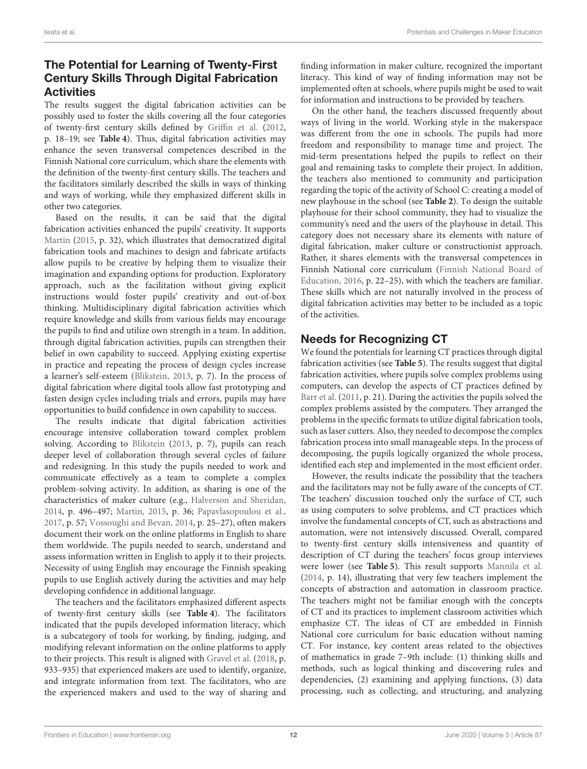## The Potential for Learning of Twenty-First Century Skills Through Digital Fabrication Activities

The results suggest the digital fabrication activities can be possibly used to foster the skills covering all the four categories of twenty-first century skills defined by Griffin et al. (2012, p. 18–19; see **Table 4**). Thus, digital fabrication activities may enhance the seven transversal competences described in the Finnish National core curriculum, which share the elements with the definition of the twenty-first century skills. The teachers and the facilitators similarly described the skills in ways of thinking and ways of working, while they emphasized different skills in other two categories.

Based on the results, it can be said that the digital fabrication activities enhanced the pupils' creativity. It supports Martin (2015, p. 32), which illustrates that democratized digital fabrication tools and machines to design and fabricate artifacts allow pupils to be creative by helping them to visualize their imagination and expanding options for production. Exploratory approach, such as the facilitation without giving explicit instructions would foster pupils' creativity and out-of-box thinking. Multidisciplinary digital fabrication activities which require knowledge and skills from various fields may encourage the pupils to find and utilize own strength in a team. In addition, through digital fabrication activities, pupils can strengthen their belief in own capability to succeed. Applying existing expertise in practice and repeating the process of design cycles increase a learner's self-esteem (Blikstein, 2013, p. 7). In the process of digital fabrication where digital tools allow fast prototyping and fasten design cycles including trials and errors, pupils may have opportunities to build confidence in own capability to success.

The results indicate that digital fabrication activities encourage intensive collaboration toward complex problem solving. According to Blikstein (2013, p. 7), pupils can reach deeper level of collaboration through several cycles of failure and redesigning. In this study the pupils needed to work and communicate effectively as a team to complete a complex problem-solving activity. In addition, as sharing is one of the characteristics of maker culture (e.g., Halverson and Sheridan, 2014, p. 496–497; Martin, 2015, p. 36; Papavlasopoulou et al., 2017, p. 57; Vossoughi and Bevan, 2014, p. 25–27), often makers document their work on the online platforms in English to share them worldwide. The pupils needed to search, understand and assess information written in English to apply it to their projects. Necessity of using English may encourage the Finnish speaking pupils to use English actively during the activities and may help developing confidence in additional language.

The teachers and the facilitators emphasized different aspects of twenty-first century skills (see **Table 4**). The facilitators indicated that the pupils developed information literacy, which is a subcategory of tools for working, by finding, judging, and modifying relevant information on the online platforms to apply to their projects. This result is aligned with Gravel et al. (2018, p. 933–935) that experienced makers are used to identify, organize, and integrate information from text. The facilitators, who are the experienced makers and used to the way of sharing and finding information in maker culture, recognized the important literacy. This kind of way of finding information may not be implemented often at schools, where pupils might be used to wait for information and instructions to be provided by teachers.

On the other hand, the teachers discussed frequently about ways of living in the world. Working style in the makerspace was different from the one in schools. The pupils had more freedom and responsibility to manage time and project. The mid-term presentations helped the pupils to reflect on their goal and remaining tasks to complete their project. In addition, the teachers also mentioned to community and participation regarding the topic of the activity of School C: creating a model of new playhouse in the school (see **Table 2**). To design the suitable playhouse for their school community, they had to visualize the community's need and the users of the playhouse in detail. This category does not necessary share its elements with nature of digital fabrication, maker culture or constructionist approach. Rather, it shares elements with the transversal competences in Finnish National core curriculum (Finnish National Board of Education, 2016, p. 22–25), with which the teachers are familiar. These skills which are not naturally involved in the process of digital fabrication activities may better to be included as a topic of the activities.

## Needs for Recognizing CT

We found the potentials for learning CT practices through digital fabrication activities (see **Table 5**). The results suggest that digital fabrication activities, where pupils solve complex problems using computers, can develop the aspects of CT practices defined by Barr et al. (2011, p. 21). During the activities the pupils solved the complex problems assisted by the computers. They arranged the problems in the specific formats to utilize digital fabrication tools, such as laser cutters. Also, they needed to decompose the complex fabrication process into small manageable steps. In the process of decomposing, the pupils logically organized the whole process, identified each step and implemented in the most efficient order.

However, the results indicate the possibility that the teachers and the facilitators may not be fully aware of the concepts of CT. The teachers' discussion touched only the surface of CT, such as using computers to solve problems, and CT practices which involve the fundamental concepts of CT, such as abstractions and automation, were not intensively discussed. Overall, compared to twenty-first century skills intensiveness and quantity of description of CT during the teachers' focus group interviews were lower (see **Table 5**). This result supports Mannila et al. (2014, p. 14), illustrating that very few teachers implement the concepts of abstraction and automation in classroom practice. The teachers might not be familiar enough with the concepts of CT and its practices to implement classroom activities which emphasize CT. The ideas of CT are embedded in Finnish National core curriculum for basic education without naming CT. For instance, key content areas related to the objectives of mathematics in grade 7–9th include: (1) thinking skills and methods, such as logical thinking and discovering rules and dependencies, (2) examining and applying functions, (3) data processing, such as collecting, and structuring, and analyzing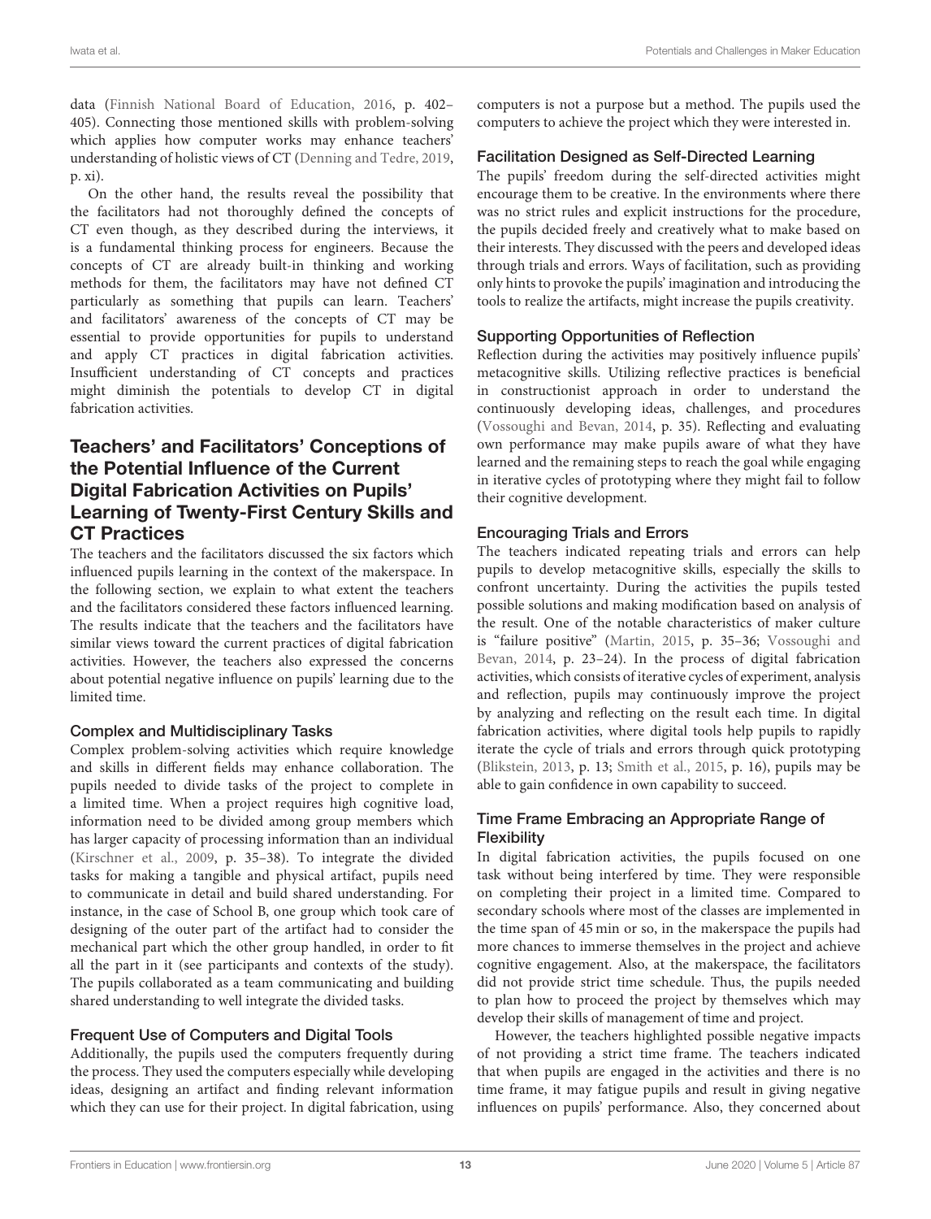data (Finnish National Board of Education, 2016, p. 402–405). Connecting those mentioned skills with problem-solving which applies how computer works may enhance teachers' understanding of holistic views of CT (Denning and Tedre, 2019, p. xi).

On the other hand, the results reveal the possibility that the facilitators had not thoroughly defined the concepts of CT even though, as they described during the interviews, it is a fundamental thinking process for engineers. Because the concepts of CT are already built-in thinking and working methods for them, the facilitators may have not defined CT particularly as something that pupils can learn. Teachers' and facilitators' awareness of the concepts of CT may be essential to provide opportunities for pupils to understand and apply CT practices in digital fabrication activities. Insufficient understanding of CT concepts and practices might diminish the potentials to develop CT in digital fabrication activities.

## Teachers' and Facilitators' Conceptions of the Potential Influence of the Current Digital Fabrication Activities on Pupils' Learning of Twenty-First Century Skills and CT Practices

The teachers and the facilitators discussed the six factors which influenced pupils learning in the context of the makerspace. In the following section, we explain to what extent the teachers and the facilitators considered these factors influenced learning. The results indicate that the teachers and the facilitators have similar views toward the current practices of digital fabrication activities. However, the teachers also expressed the concerns about potential negative influence on pupils' learning due to the limited time.

### Complex and Multidisciplinary Tasks

Complex problem-solving activities which require knowledge and skills in different fields may enhance collaboration. The pupils needed to divide tasks of the project to complete in a limited time. When a project requires high cognitive load, information need to be divided among group members which has larger capacity of processing information than an individual (Kirschner et al., 2009, p. 35–38). To integrate the divided tasks for making a tangible and physical artifact, pupils need to communicate in detail and build shared understanding. For instance, in the case of School B, one group which took care of designing of the outer part of the artifact had to consider the mechanical part which the other group handled, in order to fit all the part in it (see participants and contexts of the study). The pupils collaborated as a team communicating and building shared understanding to well integrate the divided tasks.

### Frequent Use of Computers and Digital Tools

Additionally, the pupils used the computers frequently during the process. They used the computers especially while developing ideas, designing an artifact and finding relevant information which they can use for their project. In digital fabrication, using computers is not a purpose but a method. The pupils used the computers to achieve the project which they were interested in.

### Facilitation Designed as Self-Directed Learning

The pupils' freedom during the self-directed activities might encourage them to be creative. In the environments where there was no strict rules and explicit instructions for the procedure, the pupils decided freely and creatively what to make based on their interests. They discussed with the peers and developed ideas through trials and errors. Ways of facilitation, such as providing only hints to provoke the pupils' imagination and introducing the tools to realize the artifacts, might increase the pupils creativity.

### Supporting Opportunities of Reflection

Reflection during the activities may positively influence pupils' metacognitive skills. Utilizing reflective practices is beneficial in constructionist approach in order to understand the continuously developing ideas, challenges, and procedures (Vossoughi and Bevan, 2014, p. 35). Reflecting and evaluating own performance may make pupils aware of what they have learned and the remaining steps to reach the goal while engaging in iterative cycles of prototyping where they might fail to follow their cognitive development.

### Encouraging Trials and Errors

The teachers indicated repeating trials and errors can help pupils to develop metacognitive skills, especially the skills to confront uncertainty. During the activities the pupils tested possible solutions and making modification based on analysis of the result. One of the notable characteristics of maker culture is "failure positive" (Martin, 2015, p. 35–36; Vossoughi and Bevan, 2014, p. 23–24). In the process of digital fabrication activities, which consists of iterative cycles of experiment, analysis and reflection, pupils may continuously improve the project by analyzing and reflecting on the result each time. In digital fabrication activities, where digital tools help pupils to rapidly iterate the cycle of trials and errors through quick prototyping (Blikstein, 2013, p. 13; Smith et al., 2015, p. 16), pupils may be able to gain confidence in own capability to succeed.

### Time Frame Embracing an Appropriate Range of Flexibility

In digital fabrication activities, the pupils focused on one task without being interfered by time. They were responsible on completing their project in a limited time. Compared to secondary schools where most of the classes are implemented in the time span of 45 min or so, in the makerspace the pupils had more chances to immerse themselves in the project and achieve cognitive engagement. Also, at the makerspace, the facilitators did not provide strict time schedule. Thus, the pupils needed to plan how to proceed the project by themselves which may develop their skills of management of time and project.

However, the teachers highlighted possible negative impacts of not providing a strict time frame. The teachers indicated that when pupils are engaged in the activities and there is no time frame, it may fatigue pupils and result in giving negative influences on pupils' performance. Also, they concerned about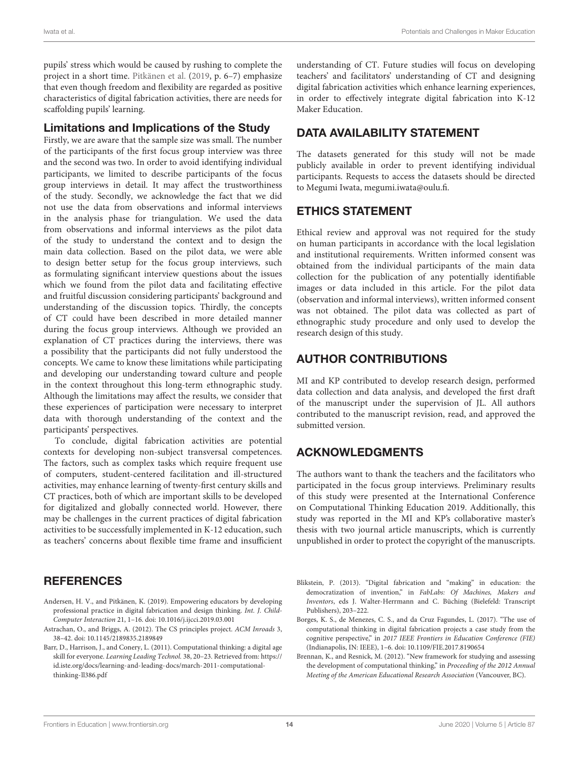pupils' stress which would be caused by rushing to complete the project in a short time. Pitkänen et al. (2019, p. 6–7) emphasize that even though freedom and flexibility are regarded as positive characteristics of digital fabrication activities, there are needs for scaffolding pupils' learning.

### Limitations and Implications of the Study

Firstly, we are aware that the sample size was small. The number of the participants of the first focus group interview was three and the second was two. In order to avoid identifying individual participants, we limited to describe participants of the focus group interviews in detail. It may affect the trustworthiness of the study. Secondly, we acknowledge the fact that we did not use the data from observations and informal interviews in the analysis phase for triangulation. We used the data from observations and informal interviews as the pilot data of the study to understand the context and to design the main data collection. Based on the pilot data, we were able to design better setup for the focus group interviews, such as formulating significant interview questions about the issues which we found from the pilot data and facilitating effective and fruitful discussion considering participants' background and understanding of the discussion topics. Thirdly, the concepts of CT could have been described in more detailed manner during the focus group interviews. Although we provided an explanation of CT practices during the interviews, there was a possibility that the participants did not fully understood the concepts. We came to know these limitations while participating and developing our understanding toward culture and people in the context throughout this long-term ethnographic study. Although the limitations may affect the results, we consider that these experiences of participation were necessary to interpret data with thorough understanding of the context and the participants' perspectives.

To conclude, digital fabrication activities are potential contexts for developing non-subject transversal competences. The factors, such as complex tasks which require frequent use of computers, student-centered facilitation and ill-structured activities, may enhance learning of twenty-first century skills and CT practices, both of which are important skills to be developed for digitalized and globally connected world. However, there may be challenges in the current practices of digital fabrication activities to be successfully implemented in K-12 education, such as teachers' concerns about flexible time frame and insufficient understanding of CT. Future studies will focus on developing teachers' and facilitators' understanding of CT and designing digital fabrication activities which enhance learning experiences, in order to effectively integrate digital fabrication into K-12 Maker Education.

## DATA AVAILABILITY STATEMENT

The datasets generated for this study will not be made publicly available in order to prevent identifying individual participants. Requests to access the datasets should be directed to Megumi Iwata, megumi.iwata@oulu.fi.

## ETHICS STATEMENT

Ethical review and approval was not required for the study on human participants in accordance with the local legislation and institutional requirements. Written informed consent was obtained from the individual participants of the main data collection for the publication of any potentially identifiable images or data included in this article. For the pilot data (observation and informal interviews), written informed consent was not obtained. The pilot data was collected as part of ethnographic study procedure and only used to develop the research design of this study.

## AUTHOR CONTRIBUTIONS

MI and KP contributed to develop research design, performed data collection and data analysis, and developed the first draft of the manuscript under the supervision of JL. All authors contributed to the manuscript revision, read, and approved the submitted version.

## ACKNOWLEDGMENTS

The authors want to thank the teachers and the facilitators who participated in the focus group interviews. Preliminary results of this study were presented at the International Conference on Computational Thinking Education 2019. Additionally, this study was reported in the MI and KP's collaborative master's thesis with two journal article manuscripts, which is currently unpublished in order to protect the copyright of the manuscripts.

## REFERENCES

Andersen, H. V., and Pitkänen, K. (2019). Empowering educators by developing professional practice in digital fabrication and design thinking. *Int. J. Child-Computer Interaction* 21, 1–16. doi: 10.1016/j.ijcci.2019.03.001

Astrachan, O., and Briggs, A. (2012). The CS principles project. *ACM Inroads* 3, 38–42. doi: 10.1145/2189835.2189849

Barr, D., Harrison, J., and Conery, L. (2011). Computational thinking: a digital age skill for everyone. *Learning Leading Technol.* 38, 20–23. Retrieved from: https://id.iste.org/docs/learning-and-leading-docs/march-2011-computational-thinking-ll386.pdf

Blikstein, P. (2013). "Digital fabrication and "making" in education: the democratization of invention," in *FabLabs: Of Machines, Makers and Inventors*, eds J. Walter-Herrmann and C. Büching (Bielefeld: Transcript Publishers), 203–222.

Borges, K. S., de Menezes, C. S., and da Cruz Fagundes, L. (2017). "The use of computational thinking in digital fabrication projects a case study from the cognitive perspective," in *2017 IEEE Frontiers in Education Conference (FIE)* (Indianapolis, IN: IEEE), 1–6. doi: 10.1109/FIE.2017.8190654

Brennan, K., and Resnick, M. (2012). "New framework for studying and assessing the development of computational thinking," in *Proceeding of the 2012 Annual Meeting of the American Educational Research Association* (Vancouver, BC).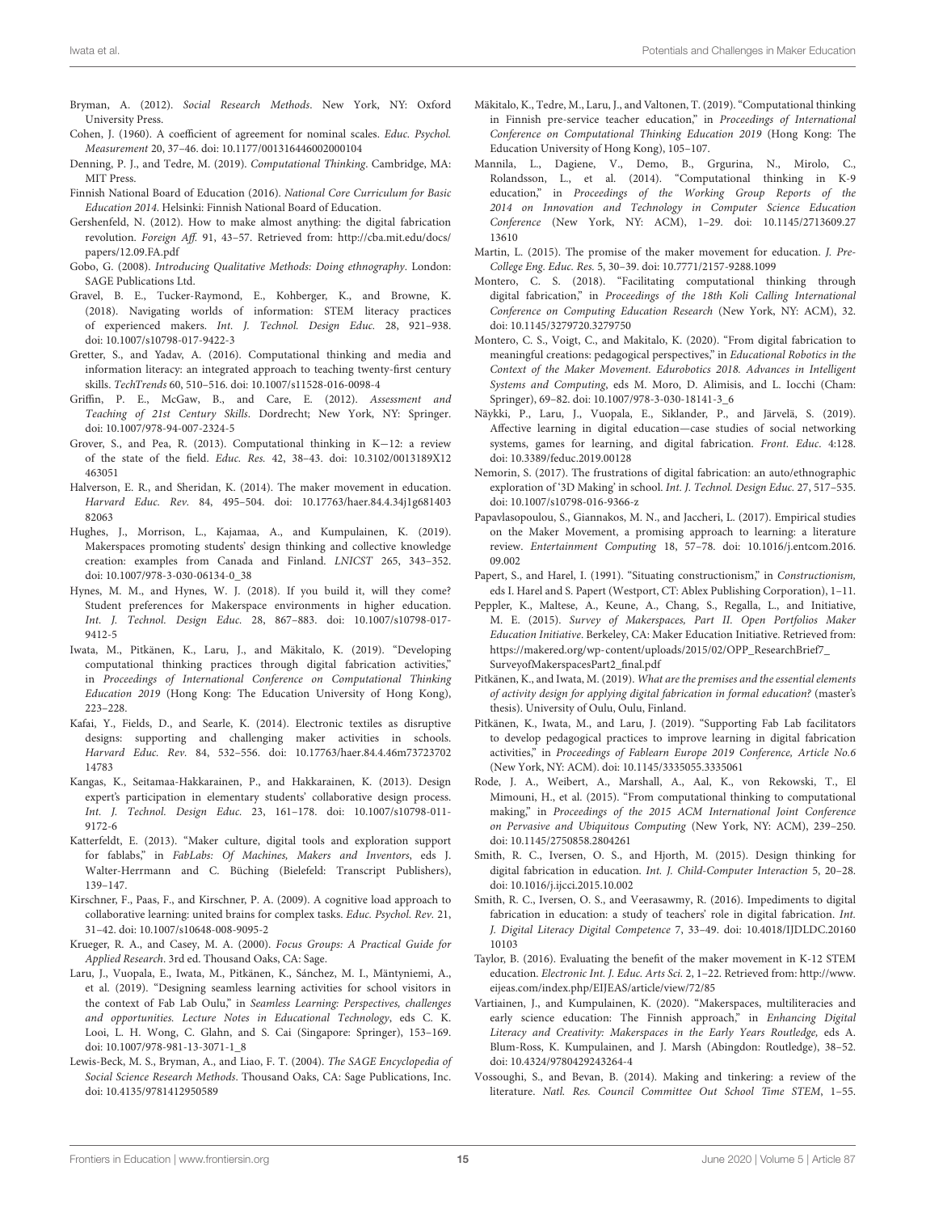Bryman, A. (2012). *Social Research Methods*. New York, NY: Oxford University Press.

Cohen, J. (1960). A coefficient of agreement for nominal scales. *Educ. Psychol. Measurement* 20, 37–46. doi: 10.1177/001316446002000104

Denning, P. J., and Tedre, M. (2019). *Computational Thinking*. Cambridge, MA: MIT Press.

Finnish National Board of Education (2016). *National Core Curriculum for Basic Education 2014*. Helsinki: Finnish National Board of Education.

Gershenfeld, N. (2012). How to make almost anything: the digital fabrication revolution. *Foreign Aff.* 91, 43–57. Retrieved from: http://cba.mit.edu/docs/papers/12.09.FA.pdf

Gobo, G. (2008). *Introducing Qualitative Methods: Doing ethnography*. London: SAGE Publications Ltd.

Gravel, B. E., Tucker-Raymond, E., Kohberger, K., and Browne, K. (2018). Navigating worlds of information: STEM literacy practices of experienced makers. *Int. J. Technol. Design Educ.* 28, 921–938. doi: 10.1007/s10798-017-9422-3

Gretter, S., and Yadav, A. (2016). Computational thinking and media and information literacy: an integrated approach to teaching twenty-first century skills. *TechTrends* 60, 510–516. doi: 10.1007/s11528-016-0098-4

Griffin, P. E., McGaw, B., and Care, E. (2012). *Assessment and Teaching of 21st Century Skills*. Dordrecht; New York, NY: Springer. doi: 10.1007/978-94-007-2324-5

Grover, S., and Pea, R. (2013). Computational thinking in K−12: a review of the state of the field. *Educ. Res.* 42, 38–43. doi: 10.3102/0013189X12463051

Halverson, E. R., and Sheridan, K. (2014). The maker movement in education. *Harvard Educ. Rev.* 84, 495–504. doi: 10.17763/haer.84.4.34j1g68140382063

Hughes, J., Morrison, L., Kajamaa, A., and Kumpulainen, K. (2019). Makerspaces promoting students' design thinking and collective knowledge creation: examples from Canada and Finland. *LNICST* 265, 343–352. doi: 10.1007/978-3-030-06134-0_38

Hynes, M. M., and Hynes, W. J. (2018). If you build it, will they come? Student preferences for Makerspace environments in higher education. *Int. J. Technol. Design Educ.* 28, 867–883. doi: 10.1007/s10798-017-9412-5

Iwata, M., Pitkänen, K., Laru, J., and Mäkitalo, K. (2019). "Developing computational thinking practices through digital fabrication activities," in *Proceedings of International Conference on Computational Thinking Education 2019* (Hong Kong: The Education University of Hong Kong), 223–228.

Kafai, Y., Fields, D., and Searle, K. (2014). Electronic textiles as disruptive designs: supporting and challenging maker activities in schools. *Harvard Educ. Rev.* 84, 532–556. doi: 10.17763/haer.84.4.46m7372370214783

Kangas, K., Seitamaa-Hakkarainen, P., and Hakkarainen, K. (2013). Design expert's participation in elementary students' collaborative design process. *Int. J. Technol. Design Educ.* 23, 161–178. doi: 10.1007/s10798-011-9172-6

Katterfeldt, E. (2013). "Maker culture, digital tools and exploration support for fablabs," in *FabLabs: Of Machines, Makers and Inventors*, eds J. Walter-Herrmann and C. Büching (Bielefeld: Transcript Publishers), 139–147.

Kirschner, F., Paas, F., and Kirschner, P. A. (2009). A cognitive load approach to collaborative learning: united brains for complex tasks. *Educ. Psychol. Rev.* 21, 31–42. doi: 10.1007/s10648-008-9095-2

Krueger, R. A., and Casey, M. A. (2000). *Focus Groups: A Practical Guide for Applied Research*. 3rd ed. Thousand Oaks, CA: Sage.

Laru, J., Vuopala, E., Iwata, M., Pitkänen, K., Sánchez, M. I., Mäntyniemi, A., et al. (2019). "Designing seamless learning activities for school visitors in the context of Fab Lab Oulu," in *Seamless Learning: Perspectives, challenges and opportunities. Lecture Notes in Educational Technology*, eds C. K. Looi, L. H. Wong, C. Glahn, and S. Cai (Singapore: Springer), 153–169. doi: 10.1007/978-981-13-3071-1_8

Lewis-Beck, M. S., Bryman, A., and Liao, F. T. (2004). *The SAGE Encyclopedia of Social Science Research Methods*. Thousand Oaks, CA: Sage Publications, Inc. doi: 10.4135/9781412950589

Mäkitalo, K., Tedre, M., Laru, J., and Valtonen, T. (2019). "Computational thinking in Finnish pre-service teacher education," in *Proceedings of International Conference on Computational Thinking Education 2019* (Hong Kong: The Education University of Hong Kong), 105–107.

Mannila, L., Dagiene, V., Demo, B., Grgurina, N., Mirolo, C., Rolandsson, L., et al. (2014). "Computational thinking in K-9 education," in *Proceedings of the Working Group Reports of the 2014 on Innovation and Technology in Computer Science Education Conference* (New York, NY: ACM), 1–29. doi: 10.1145/2713609.2713610

Martin, L. (2015). The promise of the maker movement for education. *J. Pre-College Eng. Educ. Res.* 5, 30–39. doi: 10.7771/2157-9288.1099

Montero, C. S. (2018). "Facilitating computational thinking through digital fabrication," in *Proceedings of the 18th Koli Calling International Conference on Computing Education Research* (New York, NY: ACM), 32. doi: 10.1145/3279720.3279750

Montero, C. S., Voigt, C., and Makitalo, K. (2020). "From digital fabrication to meaningful creations: pedagogical perspectives," in *Educational Robotics in the Context of the Maker Movement. Edurobotics 2018. Advances in Intelligent Systems and Computing*, eds M. Moro, D. Alimisis, and L. Iocchi (Cham: Springer), 69–82. doi: 10.1007/978-3-030-18141-3_6

Näykki, P., Laru, J., Vuopala, E., Siklander, P., and Järvelä, S. (2019). Affective learning in digital education—case studies of social networking systems, games for learning, and digital fabrication. *Front. Educ.* 4:128. doi: 10.3389/feduc.2019.00128

Nemorin, S. (2017). The frustrations of digital fabrication: an auto/ethnographic exploration of '3D Making' in school. *Int. J. Technol. Design Educ.* 27, 517–535. doi: 10.1007/s10798-016-9366-z

Papavlasopoulou, S., Giannakos, M. N., and Jaccheri, L. (2017). Empirical studies on the Maker Movement, a promising approach to learning: a literature review. *Entertainment Computing* 18, 57–78. doi: 10.1016/j.entcom.2016.09.002

Papert, S., and Harel, I. (1991). "Situating constructionism," in *Constructionism*, eds I. Harel and S. Papert (Westport, CT: Ablex Publishing Corporation), 1–11.

Peppler, K., Maltese, A., Keune, A., Chang, S., Regalla, L., and Initiative, M. E. (2015). *Survey of Makerspaces, Part II. Open Portfolios Maker Education Initiative*. Berkeley, CA: Maker Education Initiative. Retrieved from: https://makered.org/wp-content/uploads/2015/02/OPP_ResearchBrief7_SurveyofMakerspacesPart2_final.pdf

Pitkänen, K., and Iwata, M. (2019). *What are the premises and the essential elements of activity design for applying digital fabrication in formal education?* (master's thesis). University of Oulu, Oulu, Finland.

Pitkänen, K., Iwata, M., and Laru, J. (2019). "Supporting Fab Lab facilitators to develop pedagogical practices to improve learning in digital fabrication activities," in *Proceedings of Fablearn Europe 2019 Conference, Article No.6* (New York, NY: ACM). doi: 10.1145/3335055.3335061

Rode, J. A., Weibert, A., Marshall, A., Aal, K., von Rekowski, T., El Mimouni, H., et al. (2015). "From computational thinking to computational making," in *Proceedings of the 2015 ACM International Joint Conference on Pervasive and Ubiquitous Computing* (New York, NY: ACM), 239–250. doi: 10.1145/2750858.2804261

Smith, R. C., Iversen, O. S., and Hjorth, M. (2015). Design thinking for digital fabrication in education. *Int. J. Child-Computer Interaction* 5, 20–28. doi: 10.1016/j.ijcci.2015.10.002

Smith, R. C., Iversen, O. S., and Veerasawmy, R. (2016). Impediments to digital fabrication in education: a study of teachers' role in digital fabrication. *Int. J. Digital Literacy Digital Competence* 7, 33–49. doi: 10.4018/IJDLDC.2016010103

Taylor, B. (2016). Evaluating the benefit of the maker movement in K-12 STEM education. *Electronic Int. J. Educ. Arts Sci.* 2, 1–22. Retrieved from: http://www.eijeas.com/index.php/EIJEAS/article/view/72/85

Vartiainen, J., and Kumpulainen, K. (2020). "Makerspaces, multiliteracies and early science education: The Finnish approach," in *Enhancing Digital Literacy and Creativity: Makerspaces in the Early Years Routledge,* eds A. Blum-Ross, K. Kumpulainen, and J. Marsh (Abingdon: Routledge), 38–52. doi: 10.4324/9780429243264-4

Vossoughi, S., and Bevan, B. (2014). Making and tinkering: a review of the literature. *Natl. Res. Council Committee Out School Time STEM*, 1–55.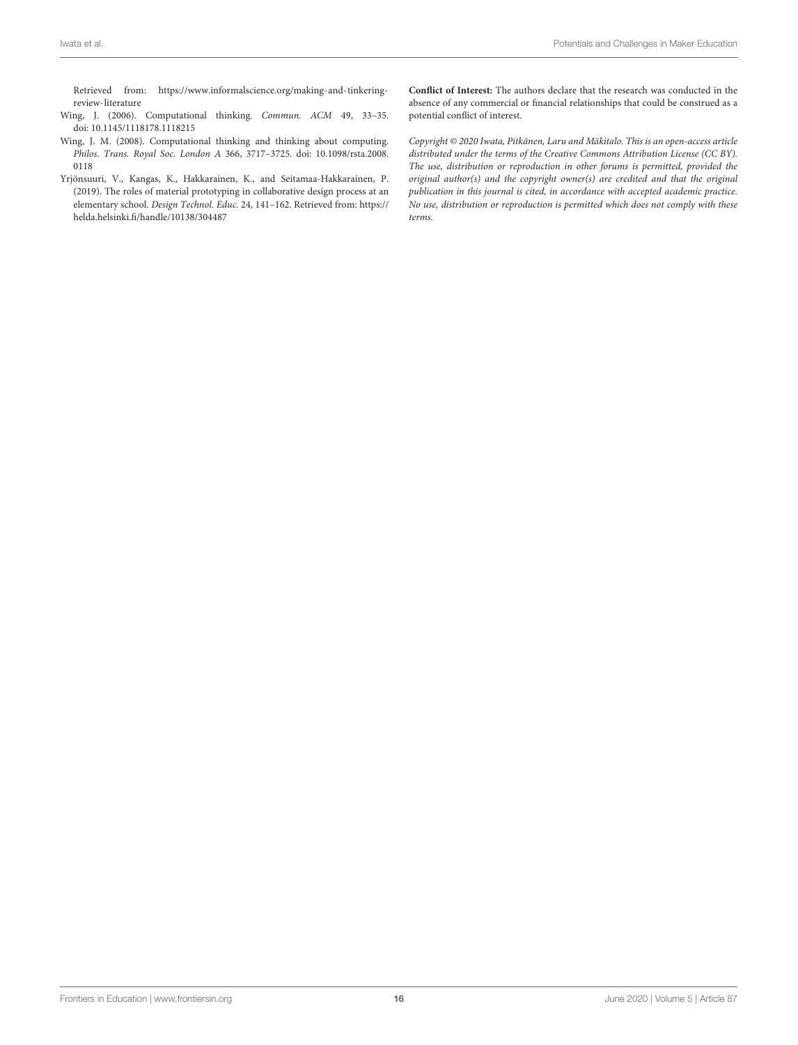Retrieved from: https://www.informalscience.org/making-and-tinkering-review-literature

Wing, J. (2006). Computational thinking. *Commun. ACM* 49, 33–35. doi: 10.1145/1118178.1118215

Wing, J. M. (2008). Computational thinking and thinking about computing. *Philos. Trans. Royal Soc. London A* 366, 3717–3725. doi: 10.1098/rsta.2008.0118

Yrjönsuuri, V., Kangas, K., Hakkarainen, K., and Seitamaa-Hakkarainen, P. (2019). The roles of material prototyping in collaborative design process at an elementary school. *Design Technol. Educ.* 24, 141–162. Retrieved from: https://helda.helsinki.fi/handle/10138/304487

**Conflict of Interest:** The authors declare that the research was conducted in the absence of any commercial or financial relationships that could be construed as a potential conflict of interest.

*Copyright © 2020 Iwata, Pitkänen, Laru and Mäkitalo. This is an open-access article distributed under the terms of the Creative Commons Attribution License (CC BY). The use, distribution or reproduction in other forums is permitted, provided the original author(s) and the copyright owner(s) are credited and that the original publication in this journal is cited, in accordance with accepted academic practice. No use, distribution or reproduction is permitted which does not comply with these terms.*